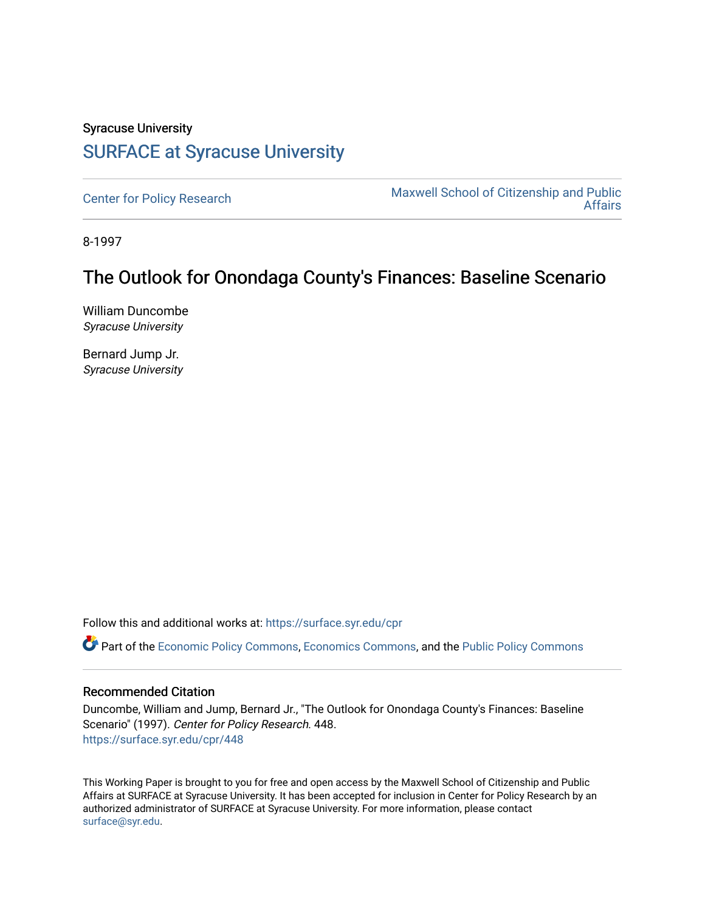Syracuse University

# SURFACE at Syracuse University

Center for Policy Research | Maxwell School of Citizenship and Public Affairs

8-1997

## The Outlook for Onondaga County's Finances: Baseline Scenario

William Duncombe
*Syracuse University*

Bernard Jump Jr.
*Syracuse University*

Follow this and additional works at: https://surface.syr.edu/cpr

Part of the Economic Policy Commons, Economics Commons, and the Public Policy Commons

### Recommended Citation

Duncombe, William and Jump, Bernard Jr., "The Outlook for Onondaga County's Finances: Baseline Scenario" (1997). *Center for Policy Research*. 448.
https://surface.syr.edu/cpr/448

This Working Paper is brought to you for free and open access by the Maxwell School of Citizenship and Public Affairs at SURFACE at Syracuse University. It has been accepted for inclusion in Center for Policy Research by an authorized administrator of SURFACE at Syracuse University. For more information, please contact surface@syr.edu.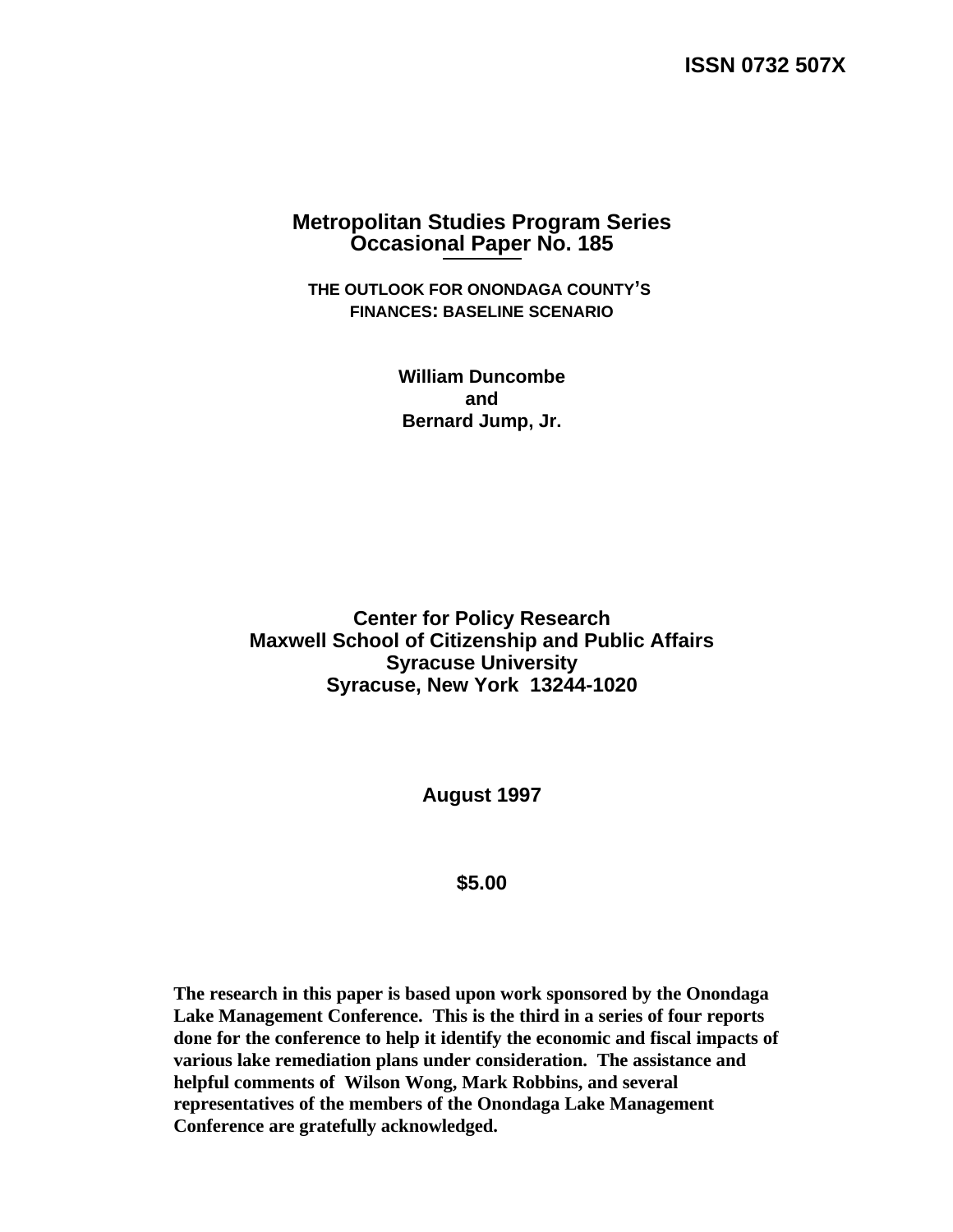ISSN 0732 507X

# Metropolitan Studies Program Series
# Occasional Paper No. 185

## THE OUTLOOK FOR ONONDAGA COUNTY'S FINANCES: BASELINE SCENARIO

**William Duncombe**
**and**
**Bernard Jump, Jr.**

**Center for Policy Research**
**Maxwell School of Citizenship and Public Affairs**
**Syracuse University**
**Syracuse, New York 13244-1020**

**August 1997**

**$5.00**

**The research in this paper is based upon work sponsored by the Onondaga Lake Management Conference. This is the third in a series of four reports done for the conference to help it identify the economic and fiscal impacts of various lake remediation plans under consideration. The assistance and helpful comments of Wilson Wong, Mark Robbins, and several representatives of the members of the Onondaga Lake Management Conference are gratefully acknowledged.**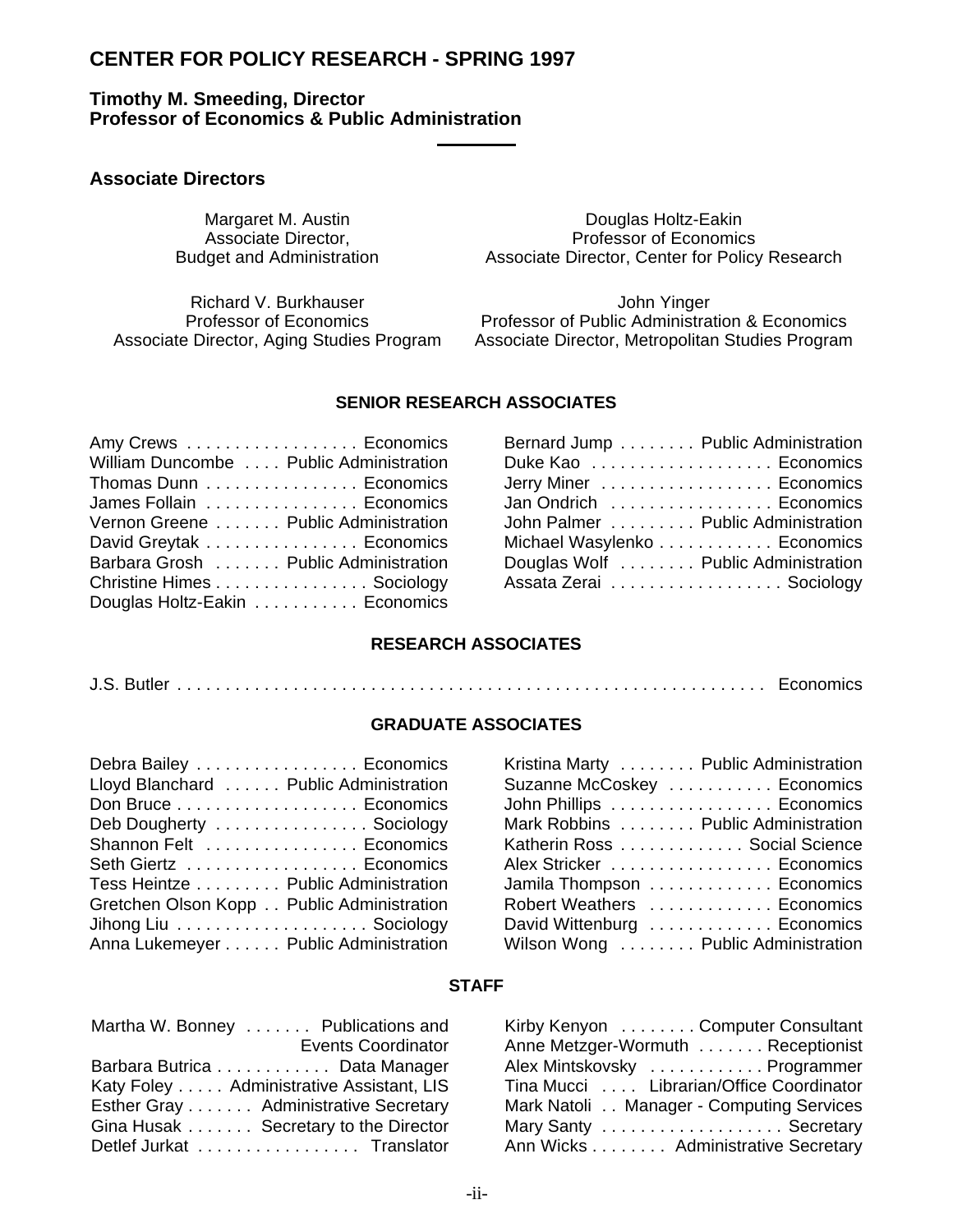# CENTER FOR POLICY RESEARCH - SPRING 1997

**Timothy M. Smeeding, Director**
**Professor of Economics & Public Administration**

## Associate Directors

Margaret M. Austin
Associate Director,
Budget and Administration

Douglas Holtz-Eakin
Professor of Economics
Associate Director, Center for Policy Research

Richard V. Burkhauser
Professor of Economics
Associate Director, Aging Studies Program

John Yinger
Professor of Public Administration & Economics
Associate Director, Metropolitan Studies Program

### SENIOR RESEARCH ASSOCIATES

| Name | Field |
| --- | --- |
| Amy Crews | Economics |
| William Duncombe | Public Administration |
| Thomas Dunn | Economics |
| James Follain | Economics |
| Vernon Greene | Public Administration |
| David Greytak | Economics |
| Barbara Grosh | Public Administration |
| Christine Himes | Sociology |
| Douglas Holtz-Eakin | Economics |
| Bernard Jump | Public Administration |
| Duke Kao | Economics |
| Jerry Miner | Economics |
| Jan Ondrich | Economics |
| John Palmer | Public Administration |
| Michael Wasylenko | Economics |
| Douglas Wolf | Public Administration |
| Assata Zerai | Sociology |

### RESEARCH ASSOCIATES

| Name | Field |
| --- | --- |
| J.S. Butler | Economics |

### GRADUATE ASSOCIATES

| Name | Field |
| --- | --- |
| Debra Bailey | Economics |
| Lloyd Blanchard | Public Administration |
| Don Bruce | Economics |
| Deb Dougherty | Sociology |
| Shannon Felt | Economics |
| Seth Giertz | Economics |
| Tess Heintze | Public Administration |
| Gretchen Olson Kopp | Public Administration |
| Jihong Liu | Sociology |
| Anna Lukemeyer | Public Administration |
| Kristina Marty | Public Administration |
| Suzanne McCoskey | Economics |
| John Phillips | Economics |
| Mark Robbins | Public Administration |
| Katherin Ross | Social Science |
| Alex Stricker | Economics |
| Jamila Thompson | Economics |
| Robert Weathers | Economics |
| David Wittenburg | Economics |
| Wilson Wong | Public Administration |

### STAFF

| Name | Position |
| --- | --- |
| Martha W. Bonney | Publications and Events Coordinator |
| Barbara Butrica | Data Manager |
| Katy Foley | Administrative Assistant, LIS |
| Esther Gray | Administrative Secretary |
| Gina Husak | Secretary to the Director |
| Detlef Jurkat | Translator |
| Kirby Kenyon | Computer Consultant |
| Anne Metzger-Wormuth | Receptionist |
| Alex Mintskovsky | Programmer |
| Tina Mucci | Librarian/Office Coordinator |
| Mark Natoli | Manager - Computing Services |
| Mary Santy | Secretary |
| Ann Wicks | Administrative Secretary |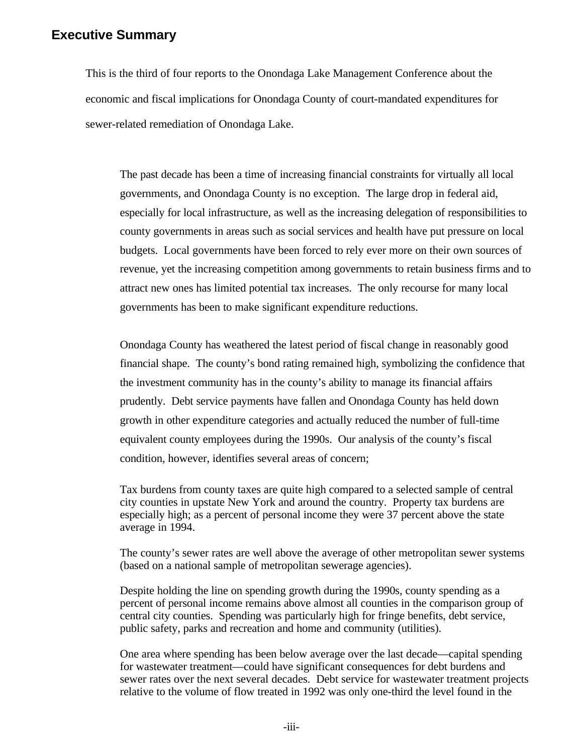## Executive Summary

This is the third of four reports to the Onondaga Lake Management Conference about the economic and fiscal implications for Onondaga County of court-mandated expenditures for sewer-related remediation of Onondaga Lake.

The past decade has been a time of increasing financial constraints for virtually all local governments, and Onondaga County is no exception. The large drop in federal aid, especially for local infrastructure, as well as the increasing delegation of responsibilities to county governments in areas such as social services and health have put pressure on local budgets. Local governments have been forced to rely ever more on their own sources of revenue, yet the increasing competition among governments to retain business firms and to attract new ones has limited potential tax increases. The only recourse for many local governments has been to make significant expenditure reductions.

Onondaga County has weathered the latest period of fiscal change in reasonably good financial shape. The county's bond rating remained high, symbolizing the confidence that the investment community has in the county's ability to manage its financial affairs prudently. Debt service payments have fallen and Onondaga County has held down growth in other expenditure categories and actually reduced the number of full-time equivalent county employees during the 1990s. Our analysis of the county's fiscal condition, however, identifies several areas of concern;

Tax burdens from county taxes are quite high compared to a selected sample of central city counties in upstate New York and around the country. Property tax burdens are especially high; as a percent of personal income they were 37 percent above the state average in 1994.

The county's sewer rates are well above the average of other metropolitan sewer systems (based on a national sample of metropolitan sewerage agencies).

Despite holding the line on spending growth during the 1990s, county spending as a percent of personal income remains above almost all counties in the comparison group of central city counties. Spending was particularly high for fringe benefits, debt service, public safety, parks and recreation and home and community (utilities).

One area where spending has been below average over the last decade—capital spending for wastewater treatment—could have significant consequences for debt burdens and sewer rates over the next several decades. Debt service for wastewater treatment projects relative to the volume of flow treated in 1992 was only one-third the level found in the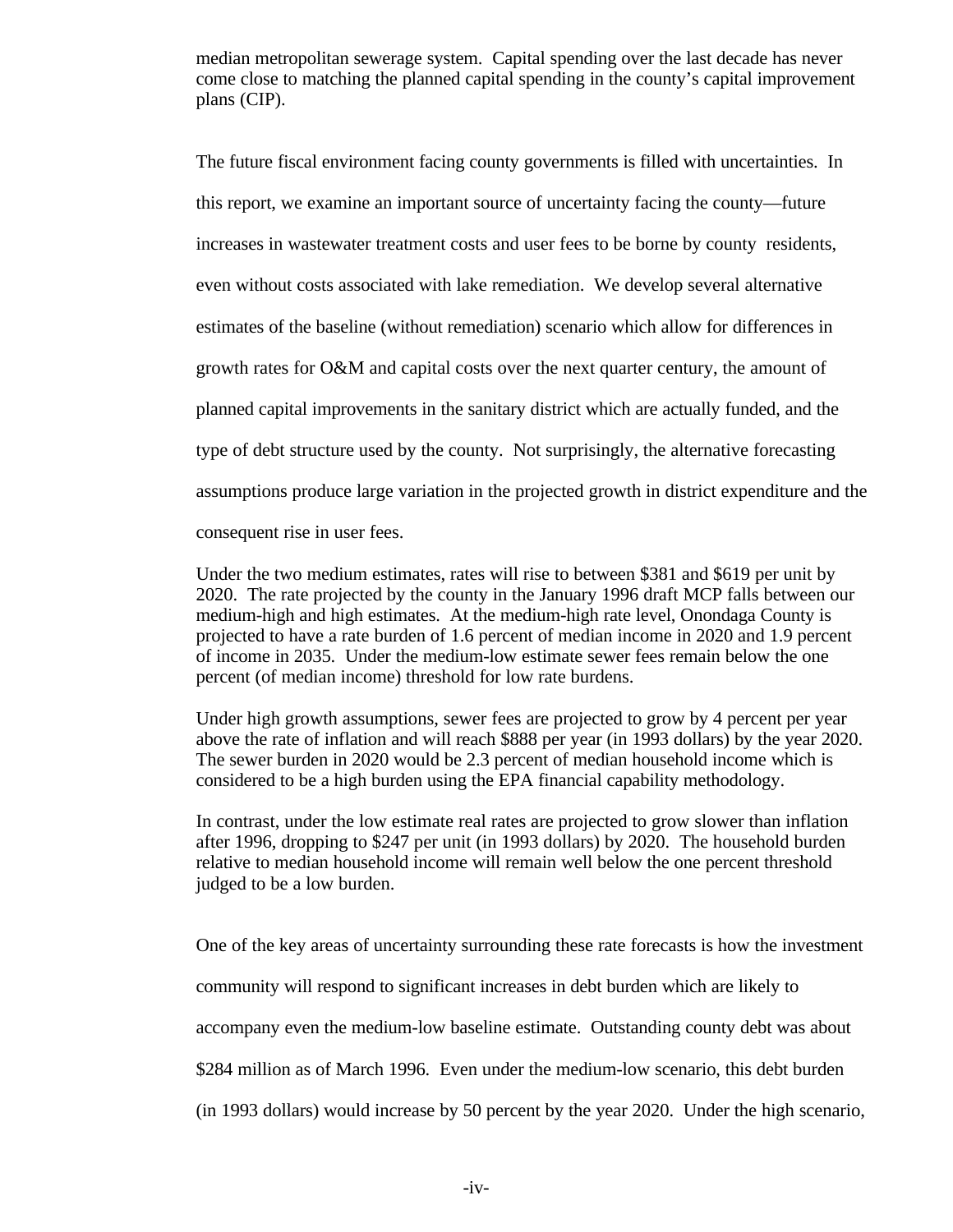median metropolitan sewerage system. Capital spending over the last decade has never come close to matching the planned capital spending in the county's capital improvement plans (CIP).

The future fiscal environment facing county governments is filled with uncertainties. In this report, we examine an important source of uncertainty facing the county—future increases in wastewater treatment costs and user fees to be borne by county residents, even without costs associated with lake remediation. We develop several alternative estimates of the baseline (without remediation) scenario which allow for differences in growth rates for O&M and capital costs over the next quarter century, the amount of planned capital improvements in the sanitary district which are actually funded, and the type of debt structure used by the county. Not surprisingly, the alternative forecasting assumptions produce large variation in the projected growth in district expenditure and the consequent rise in user fees.

Under the two medium estimates, rates will rise to between \$381 and \$619 per unit by 2020. The rate projected by the county in the January 1996 draft MCP falls between our medium-high and high estimates. At the medium-high rate level, Onondaga County is projected to have a rate burden of 1.6 percent of median income in 2020 and 1.9 percent of income in 2035. Under the medium-low estimate sewer fees remain below the one percent (of median income) threshold for low rate burdens.

Under high growth assumptions, sewer fees are projected to grow by 4 percent per year above the rate of inflation and will reach \$888 per year (in 1993 dollars) by the year 2020. The sewer burden in 2020 would be 2.3 percent of median household income which is considered to be a high burden using the EPA financial capability methodology.

In contrast, under the low estimate real rates are projected to grow slower than inflation after 1996, dropping to \$247 per unit (in 1993 dollars) by 2020. The household burden relative to median household income will remain well below the one percent threshold judged to be a low burden.

One of the key areas of uncertainty surrounding these rate forecasts is how the investment community will respond to significant increases in debt burden which are likely to accompany even the medium-low baseline estimate. Outstanding county debt was about \$284 million as of March 1996. Even under the medium-low scenario, this debt burden (in 1993 dollars) would increase by 50 percent by the year 2020. Under the high scenario,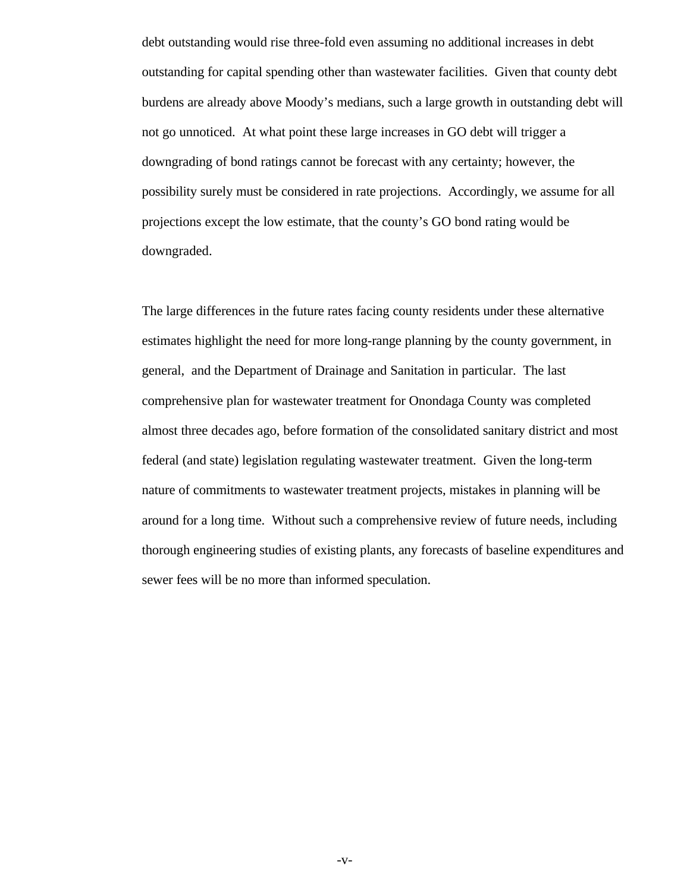debt outstanding would rise three-fold even assuming no additional increases in debt outstanding for capital spending other than wastewater facilities. Given that county debt burdens are already above Moody's medians, such a large growth in outstanding debt will not go unnoticed. At what point these large increases in GO debt will trigger a downgrading of bond ratings cannot be forecast with any certainty; however, the possibility surely must be considered in rate projections. Accordingly, we assume for all projections except the low estimate, that the county's GO bond rating would be downgraded.

The large differences in the future rates facing county residents under these alternative estimates highlight the need for more long-range planning by the county government, in general, and the Department of Drainage and Sanitation in particular. The last comprehensive plan for wastewater treatment for Onondaga County was completed almost three decades ago, before formation of the consolidated sanitary district and most federal (and state) legislation regulating wastewater treatment. Given the long-term nature of commitments to wastewater treatment projects, mistakes in planning will be around for a long time. Without such a comprehensive review of future needs, including thorough engineering studies of existing plants, any forecasts of baseline expenditures and sewer fees will be no more than informed speculation.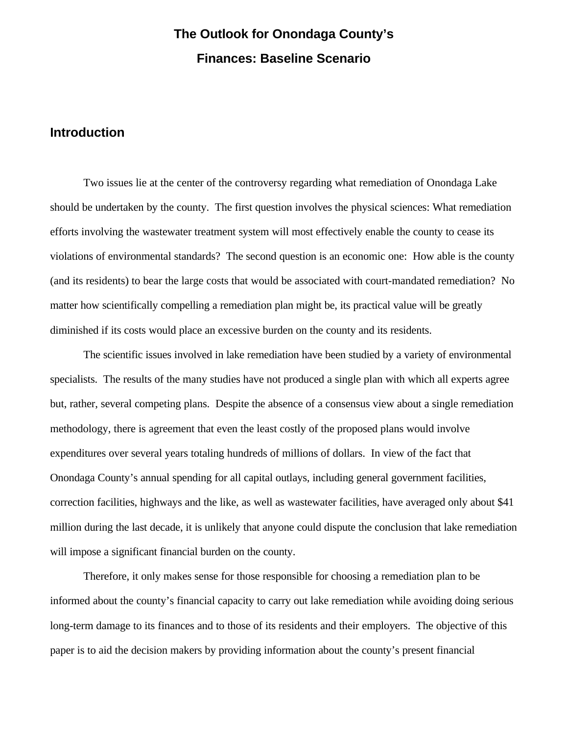# The Outlook for Onondaga County's Finances: Baseline Scenario

## Introduction

Two issues lie at the center of the controversy regarding what remediation of Onondaga Lake should be undertaken by the county. The first question involves the physical sciences: What remediation efforts involving the wastewater treatment system will most effectively enable the county to cease its violations of environmental standards? The second question is an economic one: How able is the county (and its residents) to bear the large costs that would be associated with court-mandated remediation? No matter how scientifically compelling a remediation plan might be, its practical value will be greatly diminished if its costs would place an excessive burden on the county and its residents.

The scientific issues involved in lake remediation have been studied by a variety of environmental specialists. The results of the many studies have not produced a single plan with which all experts agree but, rather, several competing plans. Despite the absence of a consensus view about a single remediation methodology, there is agreement that even the least costly of the proposed plans would involve expenditures over several years totaling hundreds of millions of dollars. In view of the fact that Onondaga County's annual spending for all capital outlays, including general government facilities, correction facilities, highways and the like, as well as wastewater facilities, have averaged only about $41 million during the last decade, it is unlikely that anyone could dispute the conclusion that lake remediation will impose a significant financial burden on the county.

Therefore, it only makes sense for those responsible for choosing a remediation plan to be informed about the county's financial capacity to carry out lake remediation while avoiding doing serious long-term damage to its finances and to those of its residents and their employers. The objective of this paper is to aid the decision makers by providing information about the county's present financial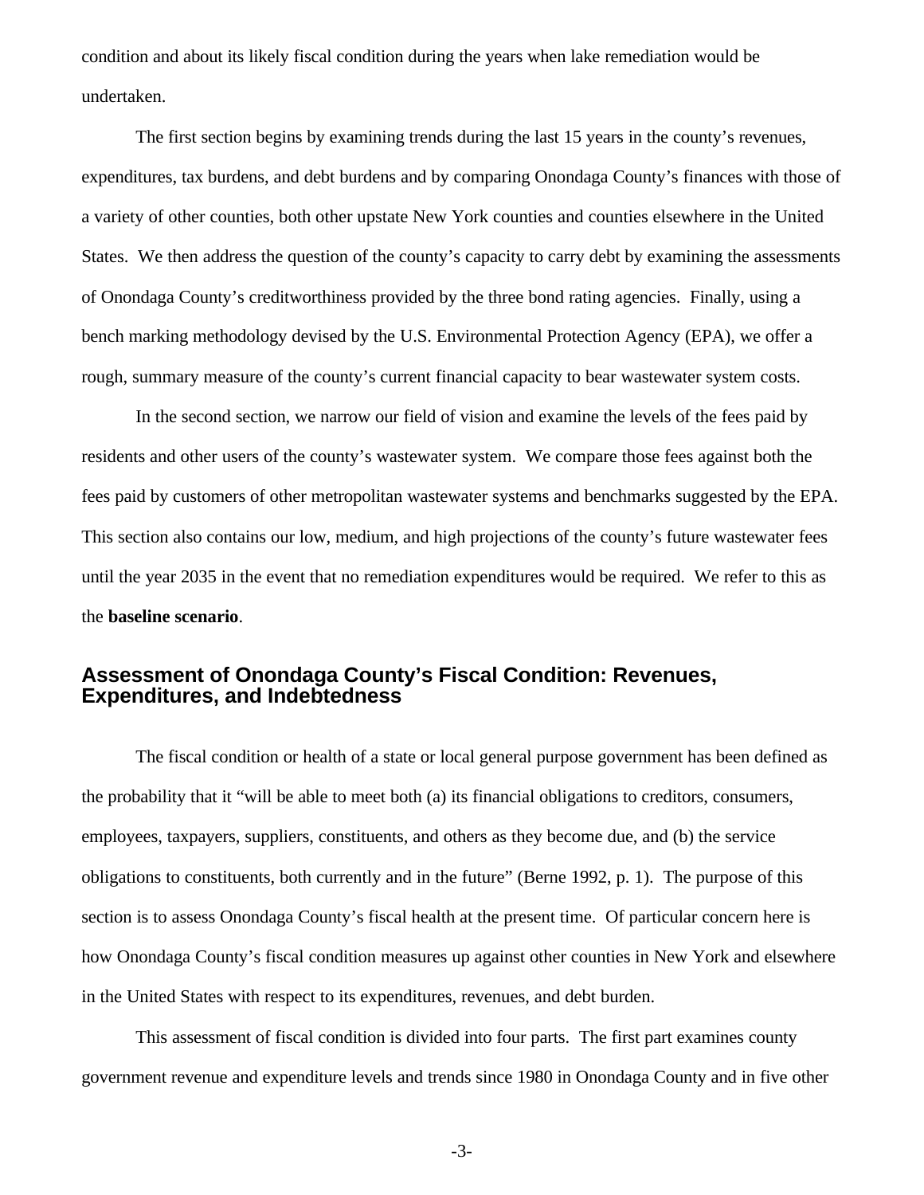condition and about its likely fiscal condition during the years when lake remediation would be undertaken.

The first section begins by examining trends during the last 15 years in the county's revenues, expenditures, tax burdens, and debt burdens and by comparing Onondaga County's finances with those of a variety of other counties, both other upstate New York counties and counties elsewhere in the United States. We then address the question of the county's capacity to carry debt by examining the assessments of Onondaga County's creditworthiness provided by the three bond rating agencies. Finally, using a bench marking methodology devised by the U.S. Environmental Protection Agency (EPA), we offer a rough, summary measure of the county's current financial capacity to bear wastewater system costs.

In the second section, we narrow our field of vision and examine the levels of the fees paid by residents and other users of the county's wastewater system. We compare those fees against both the fees paid by customers of other metropolitan wastewater systems and benchmarks suggested by the EPA. This section also contains our low, medium, and high projections of the county's future wastewater fees until the year 2035 in the event that no remediation expenditures would be required. We refer to this as the **baseline scenario**.

## Assessment of Onondaga County's Fiscal Condition: Revenues, Expenditures, and Indebtedness

The fiscal condition or health of a state or local general purpose government has been defined as the probability that it "will be able to meet both (a) its financial obligations to creditors, consumers, employees, taxpayers, suppliers, constituents, and others as they become due, and (b) the service obligations to constituents, both currently and in the future" (Berne 1992, p. 1). The purpose of this section is to assess Onondaga County's fiscal health at the present time. Of particular concern here is how Onondaga County's fiscal condition measures up against other counties in New York and elsewhere in the United States with respect to its expenditures, revenues, and debt burden.

This assessment of fiscal condition is divided into four parts. The first part examines county government revenue and expenditure levels and trends since 1980 in Onondaga County and in five other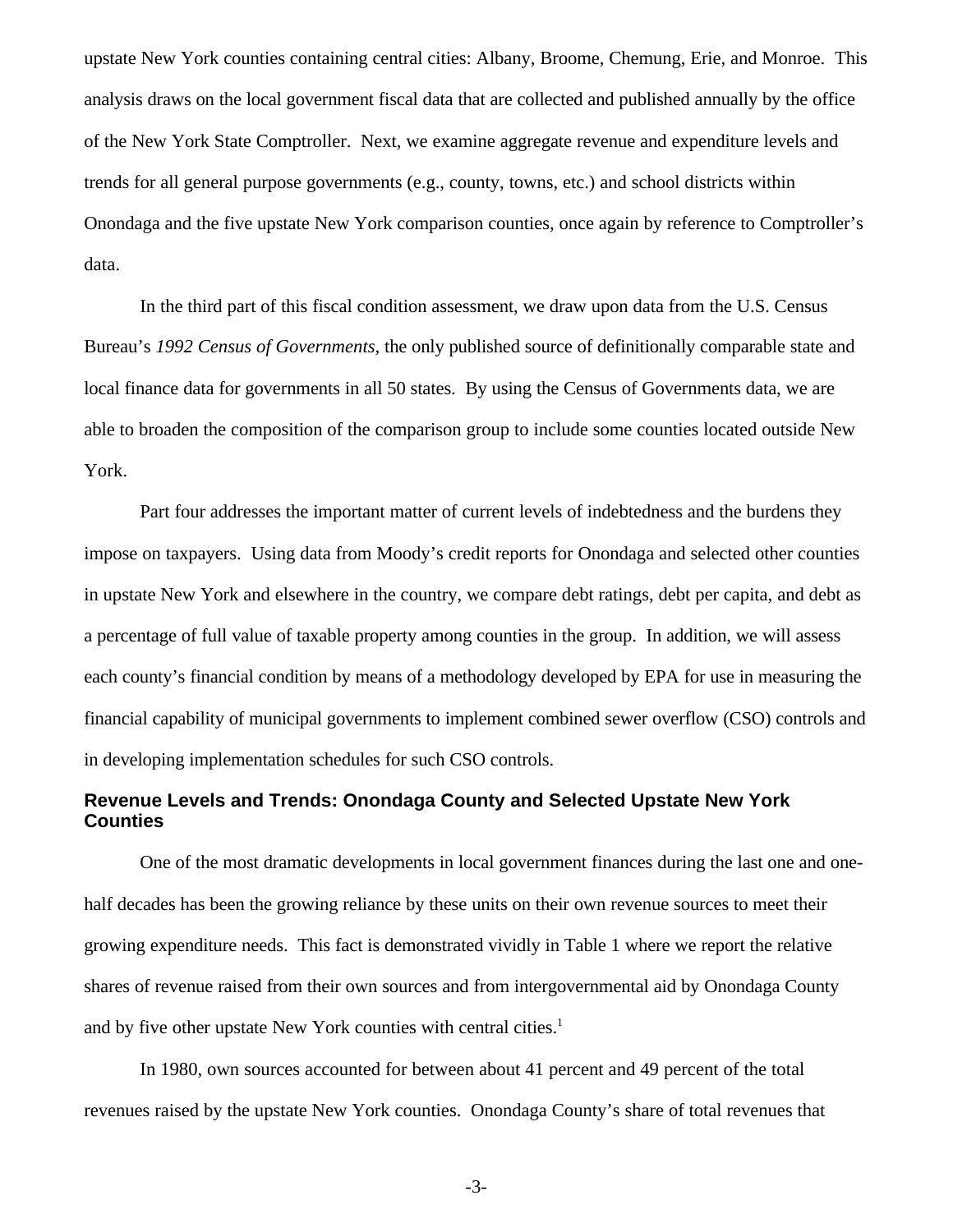upstate New York counties containing central cities: Albany, Broome, Chemung, Erie, and Monroe. This analysis draws on the local government fiscal data that are collected and published annually by the office of the New York State Comptroller. Next, we examine aggregate revenue and expenditure levels and trends for all general purpose governments (e.g., county, towns, etc.) and school districts within Onondaga and the five upstate New York comparison counties, once again by reference to Comptroller's data.

In the third part of this fiscal condition assessment, we draw upon data from the U.S. Census Bureau's *1992 Census of Governments,* the only published source of definitionally comparable state and local finance data for governments in all 50 states. By using the Census of Governments data, we are able to broaden the composition of the comparison group to include some counties located outside New York.

Part four addresses the important matter of current levels of indebtedness and the burdens they impose on taxpayers. Using data from Moody's credit reports for Onondaga and selected other counties in upstate New York and elsewhere in the country, we compare debt ratings, debt per capita, and debt as a percentage of full value of taxable property among counties in the group. In addition, we will assess each county's financial condition by means of a methodology developed by EPA for use in measuring the financial capability of municipal governments to implement combined sewer overflow (CSO) controls and in developing implementation schedules for such CSO controls.

## Revenue Levels and Trends: Onondaga County and Selected Upstate New York Counties

One of the most dramatic developments in local government finances during the last one and one-half decades has been the growing reliance by these units on their own revenue sources to meet their growing expenditure needs. This fact is demonstrated vividly in Table 1 where we report the relative shares of revenue raised from their own sources and from intergovernmental aid by Onondaga County and by five other upstate New York counties with central cities.[1]

In 1980, own sources accounted for between about 41 percent and 49 percent of the total revenues raised by the upstate New York counties. Onondaga County's share of total revenues that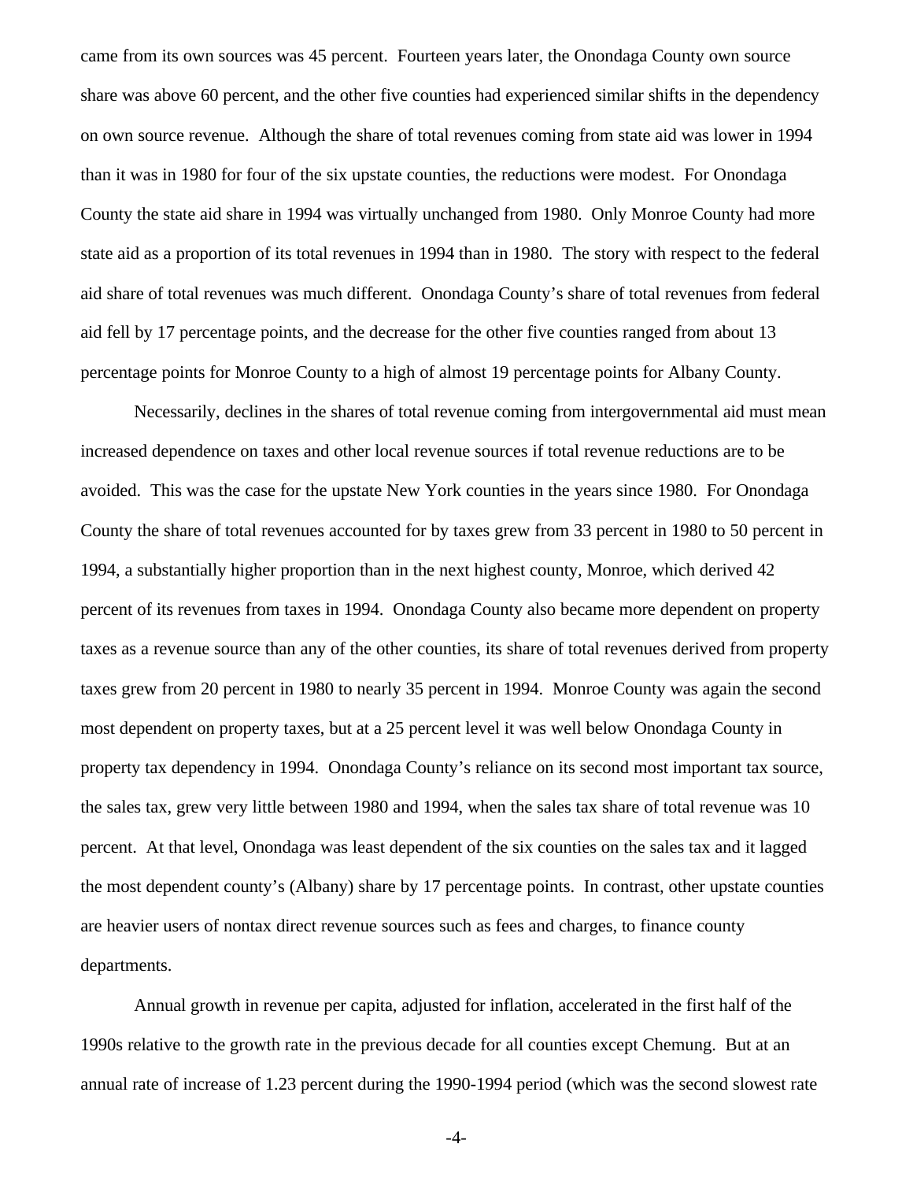came from its own sources was 45 percent. Fourteen years later, the Onondaga County own source share was above 60 percent, and the other five counties had experienced similar shifts in the dependency on own source revenue. Although the share of total revenues coming from state aid was lower in 1994 than it was in 1980 for four of the six upstate counties, the reductions were modest. For Onondaga County the state aid share in 1994 was virtually unchanged from 1980. Only Monroe County had more state aid as a proportion of its total revenues in 1994 than in 1980. The story with respect to the federal aid share of total revenues was much different. Onondaga County's share of total revenues from federal aid fell by 17 percentage points, and the decrease for the other five counties ranged from about 13 percentage points for Monroe County to a high of almost 19 percentage points for Albany County.

Necessarily, declines in the shares of total revenue coming from intergovernmental aid must mean increased dependence on taxes and other local revenue sources if total revenue reductions are to be avoided. This was the case for the upstate New York counties in the years since 1980. For Onondaga County the share of total revenues accounted for by taxes grew from 33 percent in 1980 to 50 percent in 1994, a substantially higher proportion than in the next highest county, Monroe, which derived 42 percent of its revenues from taxes in 1994. Onondaga County also became more dependent on property taxes as a revenue source than any of the other counties, its share of total revenues derived from property taxes grew from 20 percent in 1980 to nearly 35 percent in 1994. Monroe County was again the second most dependent on property taxes, but at a 25 percent level it was well below Onondaga County in property tax dependency in 1994. Onondaga County's reliance on its second most important tax source, the sales tax, grew very little between 1980 and 1994, when the sales tax share of total revenue was 10 percent. At that level, Onondaga was least dependent of the six counties on the sales tax and it lagged the most dependent county's (Albany) share by 17 percentage points. In contrast, other upstate counties are heavier users of nontax direct revenue sources such as fees and charges, to finance county departments.

Annual growth in revenue per capita, adjusted for inflation, accelerated in the first half of the 1990s relative to the growth rate in the previous decade for all counties except Chemung. But at an annual rate of increase of 1.23 percent during the 1990-1994 period (which was the second slowest rate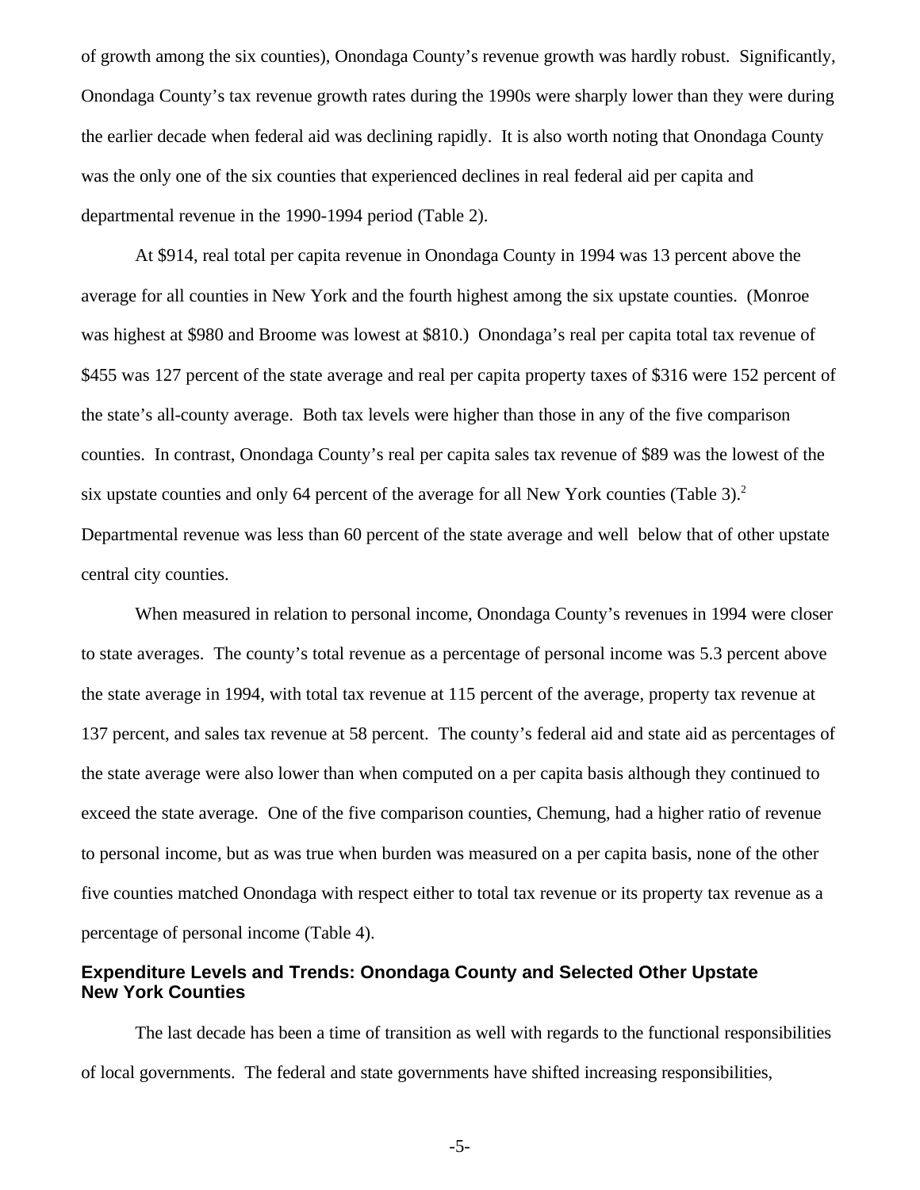of growth among the six counties), Onondaga County's revenue growth was hardly robust. Significantly, Onondaga County's tax revenue growth rates during the 1990s were sharply lower than they were during the earlier decade when federal aid was declining rapidly. It is also worth noting that Onondaga County was the only one of the six counties that experienced declines in real federal aid per capita and departmental revenue in the 1990-1994 period (Table 2).

At $914, real total per capita revenue in Onondaga County in 1994 was 13 percent above the average for all counties in New York and the fourth highest among the six upstate counties. (Monroe was highest at $980 and Broome was lowest at $810.) Onondaga's real per capita total tax revenue of $455 was 127 percent of the state average and real per capita property taxes of $316 were 152 percent of the state's all-county average. Both tax levels were higher than those in any of the five comparison counties. In contrast, Onondaga County's real per capita sales tax revenue of $89 was the lowest of the six upstate counties and only 64 percent of the average for all New York counties (Table 3).[2] Departmental revenue was less than 60 percent of the state average and well below that of other upstate central city counties.

When measured in relation to personal income, Onondaga County's revenues in 1994 were closer to state averages. The county's total revenue as a percentage of personal income was 5.3 percent above the state average in 1994, with total tax revenue at 115 percent of the average, property tax revenue at 137 percent, and sales tax revenue at 58 percent. The county's federal aid and state aid as percentages of the state average were also lower than when computed on a per capita basis although they continued to exceed the state average. One of the five comparison counties, Chemung, had a higher ratio of revenue to personal income, but as was true when burden was measured on a per capita basis, none of the other five counties matched Onondaga with respect either to total tax revenue or its property tax revenue as a percentage of personal income (Table 4).

## Expenditure Levels and Trends: Onondaga County and Selected Other Upstate New York Counties

The last decade has been a time of transition as well with regards to the functional responsibilities of local governments. The federal and state governments have shifted increasing responsibilities,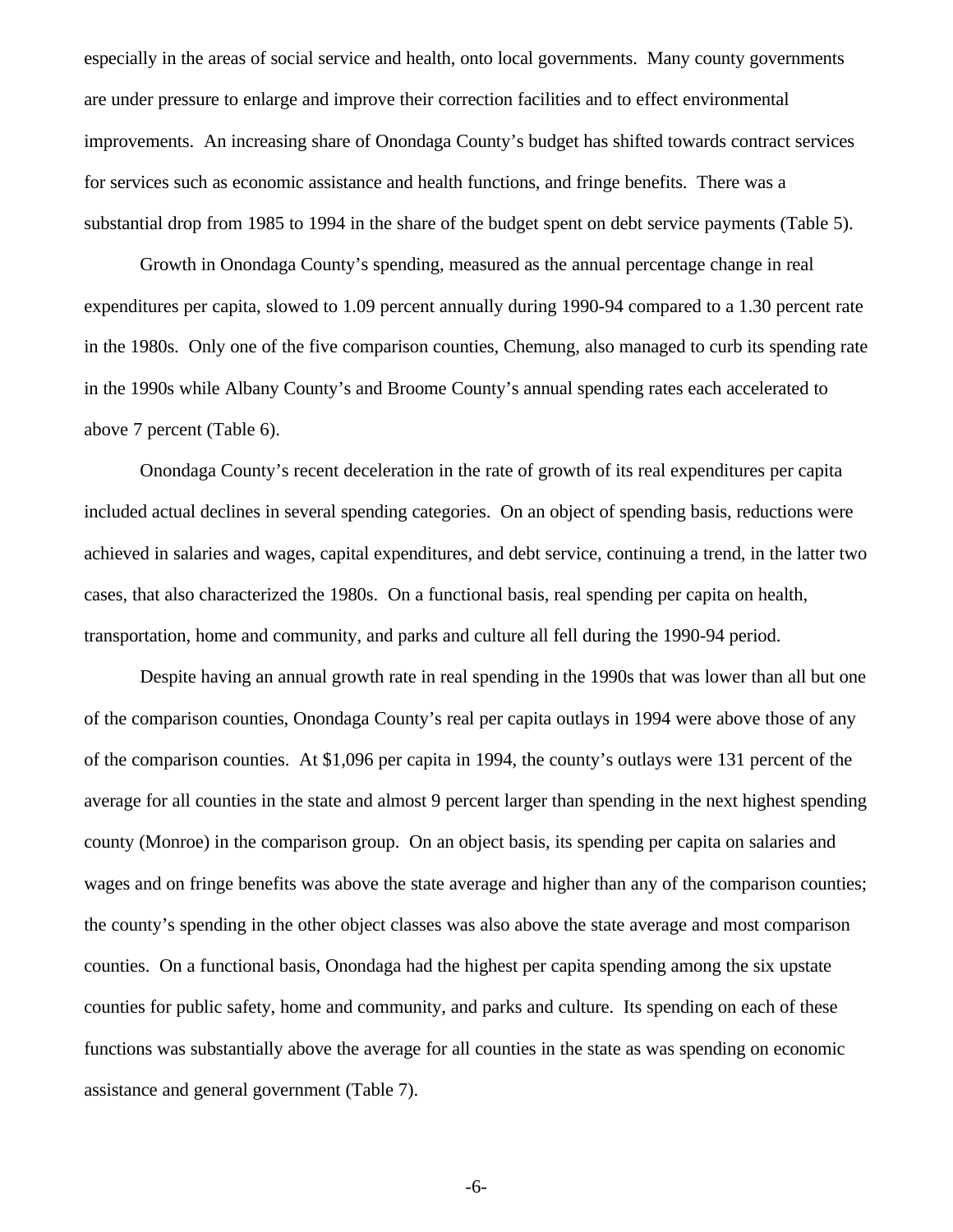especially in the areas of social service and health, onto local governments. Many county governments are under pressure to enlarge and improve their correction facilities and to effect environmental improvements. An increasing share of Onondaga County's budget has shifted towards contract services for services such as economic assistance and health functions, and fringe benefits. There was a substantial drop from 1985 to 1994 in the share of the budget spent on debt service payments (Table 5).

Growth in Onondaga County's spending, measured as the annual percentage change in real expenditures per capita, slowed to 1.09 percent annually during 1990-94 compared to a 1.30 percent rate in the 1980s. Only one of the five comparison counties, Chemung, also managed to curb its spending rate in the 1990s while Albany County's and Broome County's annual spending rates each accelerated to above 7 percent (Table 6).

Onondaga County's recent deceleration in the rate of growth of its real expenditures per capita included actual declines in several spending categories. On an object of spending basis, reductions were achieved in salaries and wages, capital expenditures, and debt service, continuing a trend, in the latter two cases, that also characterized the 1980s. On a functional basis, real spending per capita on health, transportation, home and community, and parks and culture all fell during the 1990-94 period.

Despite having an annual growth rate in real spending in the 1990s that was lower than all but one of the comparison counties, Onondaga County's real per capita outlays in 1994 were above those of any of the comparison counties. At $1,096 per capita in 1994, the county's outlays were 131 percent of the average for all counties in the state and almost 9 percent larger than spending in the next highest spending county (Monroe) in the comparison group. On an object basis, its spending per capita on salaries and wages and on fringe benefits was above the state average and higher than any of the comparison counties; the county's spending in the other object classes was also above the state average and most comparison counties. On a functional basis, Onondaga had the highest per capita spending among the six upstate counties for public safety, home and community, and parks and culture. Its spending on each of these functions was substantially above the average for all counties in the state as was spending on economic assistance and general government (Table 7).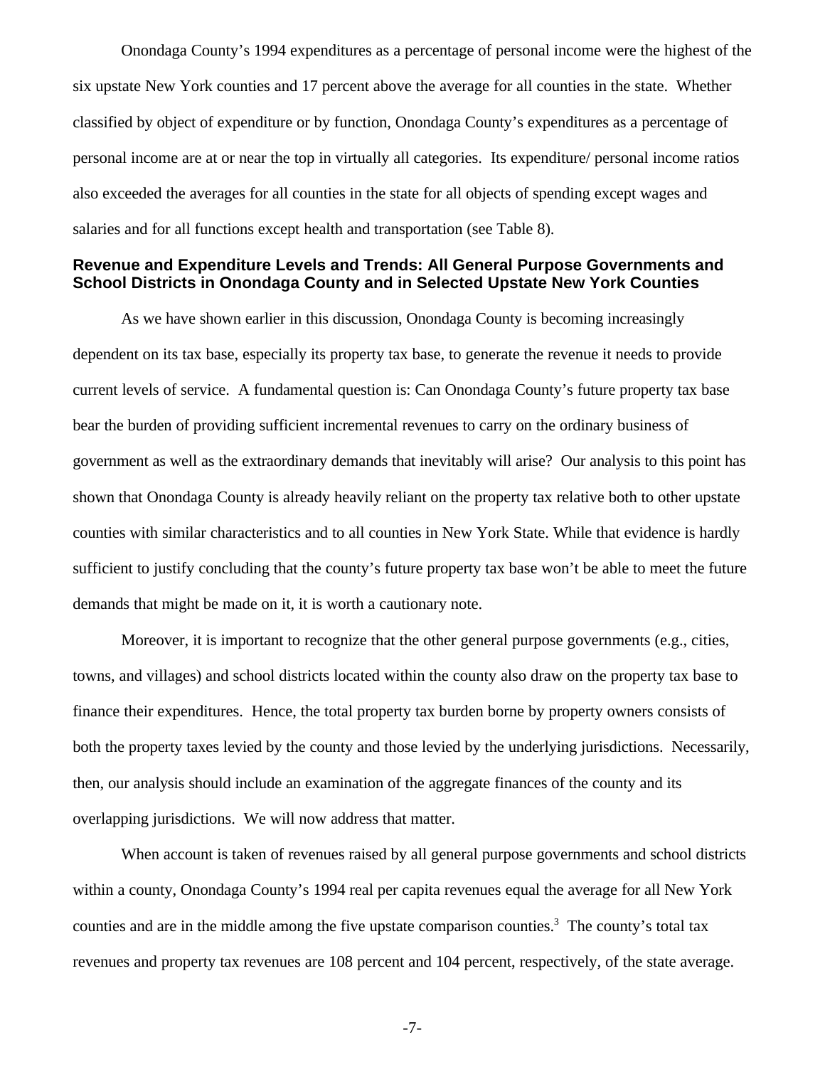Onondaga County's 1994 expenditures as a percentage of personal income were the highest of the six upstate New York counties and 17 percent above the average for all counties in the state. Whether classified by object of expenditure or by function, Onondaga County's expenditures as a percentage of personal income are at or near the top in virtually all categories. Its expenditure/ personal income ratios also exceeded the averages for all counties in the state for all objects of spending except wages and salaries and for all functions except health and transportation (see Table 8).

### Revenue and Expenditure Levels and Trends: All General Purpose Governments and School Districts in Onondaga County and in Selected Upstate New York Counties

As we have shown earlier in this discussion, Onondaga County is becoming increasingly dependent on its tax base, especially its property tax base, to generate the revenue it needs to provide current levels of service. A fundamental question is: Can Onondaga County's future property tax base bear the burden of providing sufficient incremental revenues to carry on the ordinary business of government as well as the extraordinary demands that inevitably will arise? Our analysis to this point has shown that Onondaga County is already heavily reliant on the property tax relative both to other upstate counties with similar characteristics and to all counties in New York State. While that evidence is hardly sufficient to justify concluding that the county's future property tax base won't be able to meet the future demands that might be made on it, it is worth a cautionary note.

Moreover, it is important to recognize that the other general purpose governments (e.g., cities, towns, and villages) and school districts located within the county also draw on the property tax base to finance their expenditures. Hence, the total property tax burden borne by property owners consists of both the property taxes levied by the county and those levied by the underlying jurisdictions. Necessarily, then, our analysis should include an examination of the aggregate finances of the county and its overlapping jurisdictions. We will now address that matter.

When account is taken of revenues raised by all general purpose governments and school districts within a county, Onondaga County's 1994 real per capita revenues equal the average for all New York counties and are in the middle among the five upstate comparison counties.[3] The county's total tax revenues and property tax revenues are 108 percent and 104 percent, respectively, of the state average.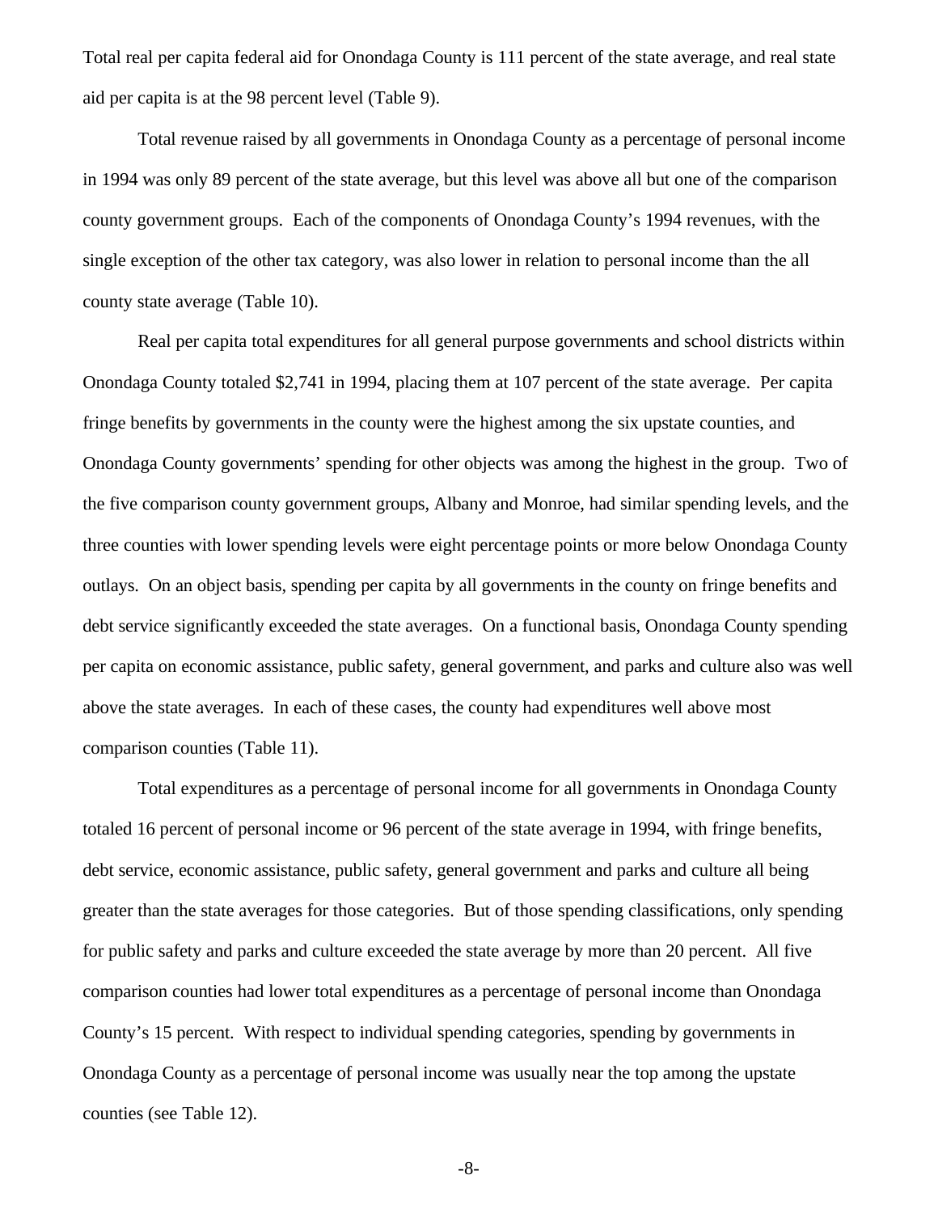Total real per capita federal aid for Onondaga County is 111 percent of the state average, and real state aid per capita is at the 98 percent level (Table 9).

Total revenue raised by all governments in Onondaga County as a percentage of personal income in 1994 was only 89 percent of the state average, but this level was above all but one of the comparison county government groups. Each of the components of Onondaga County's 1994 revenues, with the single exception of the other tax category, was also lower in relation to personal income than the all county state average (Table 10).

Real per capita total expenditures for all general purpose governments and school districts within Onondaga County totaled $2,741 in 1994, placing them at 107 percent of the state average. Per capita fringe benefits by governments in the county were the highest among the six upstate counties, and Onondaga County governments' spending for other objects was among the highest in the group. Two of the five comparison county government groups, Albany and Monroe, had similar spending levels, and the three counties with lower spending levels were eight percentage points or more below Onondaga County outlays. On an object basis, spending per capita by all governments in the county on fringe benefits and debt service significantly exceeded the state averages. On a functional basis, Onondaga County spending per capita on economic assistance, public safety, general government, and parks and culture also was well above the state averages. In each of these cases, the county had expenditures well above most comparison counties (Table 11).

Total expenditures as a percentage of personal income for all governments in Onondaga County totaled 16 percent of personal income or 96 percent of the state average in 1994, with fringe benefits, debt service, economic assistance, public safety, general government and parks and culture all being greater than the state averages for those categories. But of those spending classifications, only spending for public safety and parks and culture exceeded the state average by more than 20 percent. All five comparison counties had lower total expenditures as a percentage of personal income than Onondaga County's 15 percent. With respect to individual spending categories, spending by governments in Onondaga County as a percentage of personal income was usually near the top among the upstate counties (see Table 12).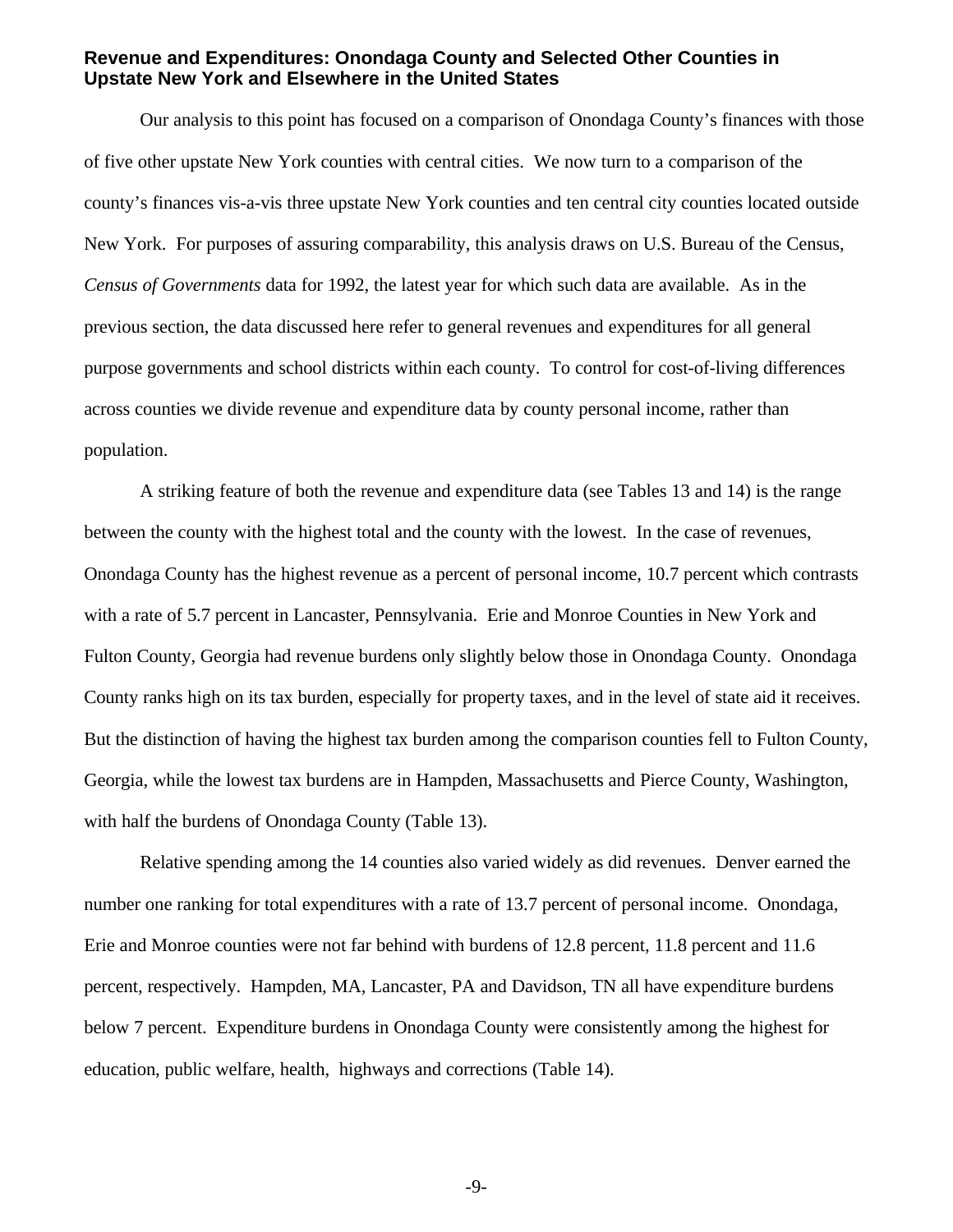## Revenue and Expenditures: Onondaga County and Selected Other Counties in Upstate New York and Elsewhere in the United States

Our analysis to this point has focused on a comparison of Onondaga County's finances with those of five other upstate New York counties with central cities. We now turn to a comparison of the county's finances vis-a-vis three upstate New York counties and ten central city counties located outside New York. For purposes of assuring comparability, this analysis draws on U.S. Bureau of the Census, *Census of Governments* data for 1992, the latest year for which such data are available. As in the previous section, the data discussed here refer to general revenues and expenditures for all general purpose governments and school districts within each county. To control for cost-of-living differences across counties we divide revenue and expenditure data by county personal income, rather than population.

A striking feature of both the revenue and expenditure data (see Tables 13 and 14) is the range between the county with the highest total and the county with the lowest. In the case of revenues, Onondaga County has the highest revenue as a percent of personal income, 10.7 percent which contrasts with a rate of 5.7 percent in Lancaster, Pennsylvania. Erie and Monroe Counties in New York and Fulton County, Georgia had revenue burdens only slightly below those in Onondaga County. Onondaga County ranks high on its tax burden, especially for property taxes, and in the level of state aid it receives. But the distinction of having the highest tax burden among the comparison counties fell to Fulton County, Georgia, while the lowest tax burdens are in Hampden, Massachusetts and Pierce County, Washington, with half the burdens of Onondaga County (Table 13).

Relative spending among the 14 counties also varied widely as did revenues. Denver earned the number one ranking for total expenditures with a rate of 13.7 percent of personal income. Onondaga, Erie and Monroe counties were not far behind with burdens of 12.8 percent, 11.8 percent and 11.6 percent, respectively. Hampden, MA, Lancaster, PA and Davidson, TN all have expenditure burdens below 7 percent. Expenditure burdens in Onondaga County were consistently among the highest for education, public welfare, health, highways and corrections (Table 14).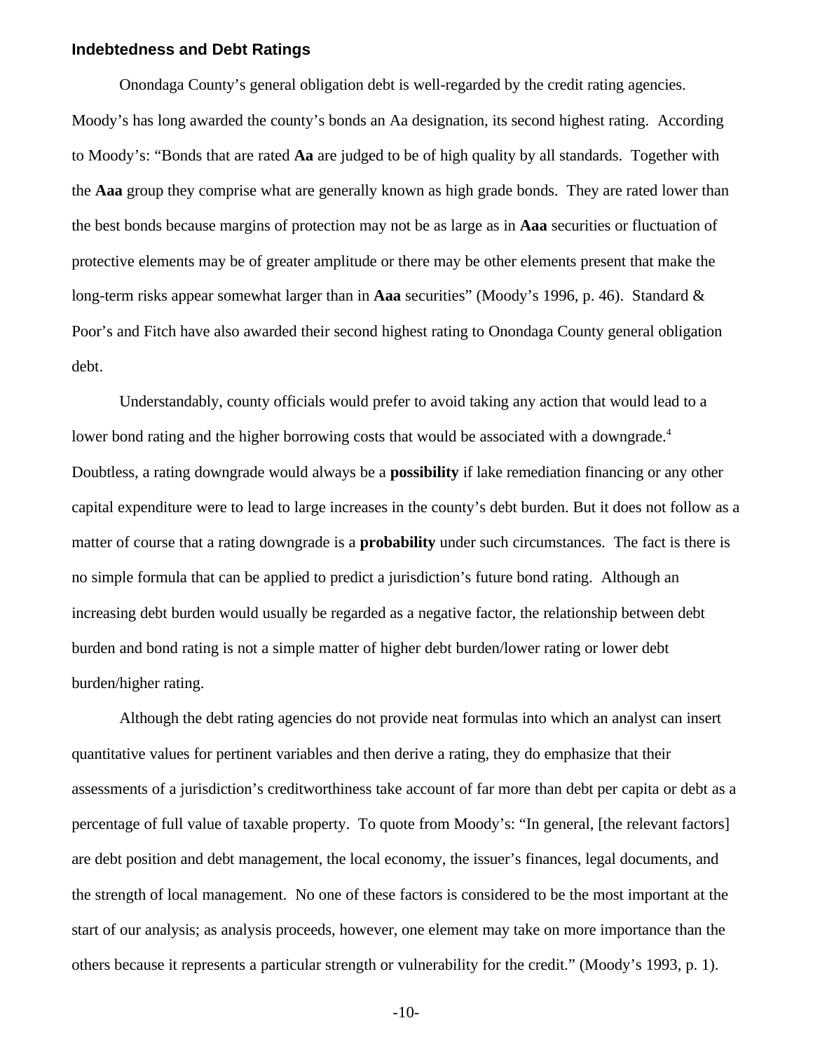### Indebtedness and Debt Ratings

Onondaga County's general obligation debt is well-regarded by the credit rating agencies. Moody's has long awarded the county's bonds an Aa designation, its second highest rating. According to Moody's: "Bonds that are rated **Aa** are judged to be of high quality by all standards. Together with the **Aaa** group they comprise what are generally known as high grade bonds. They are rated lower than the best bonds because margins of protection may not be as large as in **Aaa** securities or fluctuation of protective elements may be of greater amplitude or there may be other elements present that make the long-term risks appear somewhat larger than in **Aaa** securities" (Moody's 1996, p. 46). Standard & Poor's and Fitch have also awarded their second highest rating to Onondaga County general obligation debt.

Understandably, county officials would prefer to avoid taking any action that would lead to a lower bond rating and the higher borrowing costs that would be associated with a downgrade.[4] Doubtless, a rating downgrade would always be a **possibility** if lake remediation financing or any other capital expenditure were to lead to large increases in the county's debt burden. But it does not follow as a matter of course that a rating downgrade is a **probability** under such circumstances. The fact is there is no simple formula that can be applied to predict a jurisdiction's future bond rating. Although an increasing debt burden would usually be regarded as a negative factor, the relationship between debt burden and bond rating is not a simple matter of higher debt burden/lower rating or lower debt burden/higher rating.

Although the debt rating agencies do not provide neat formulas into which an analyst can insert quantitative values for pertinent variables and then derive a rating, they do emphasize that their assessments of a jurisdiction's creditworthiness take account of far more than debt per capita or debt as a percentage of full value of taxable property. To quote from Moody's: "In general, [the relevant factors] are debt position and debt management, the local economy, the issuer's finances, legal documents, and the strength of local management. No one of these factors is considered to be the most important at the start of our analysis; as analysis proceeds, however, one element may take on more importance than the others because it represents a particular strength or vulnerability for the credit." (Moody's 1993, p. 1).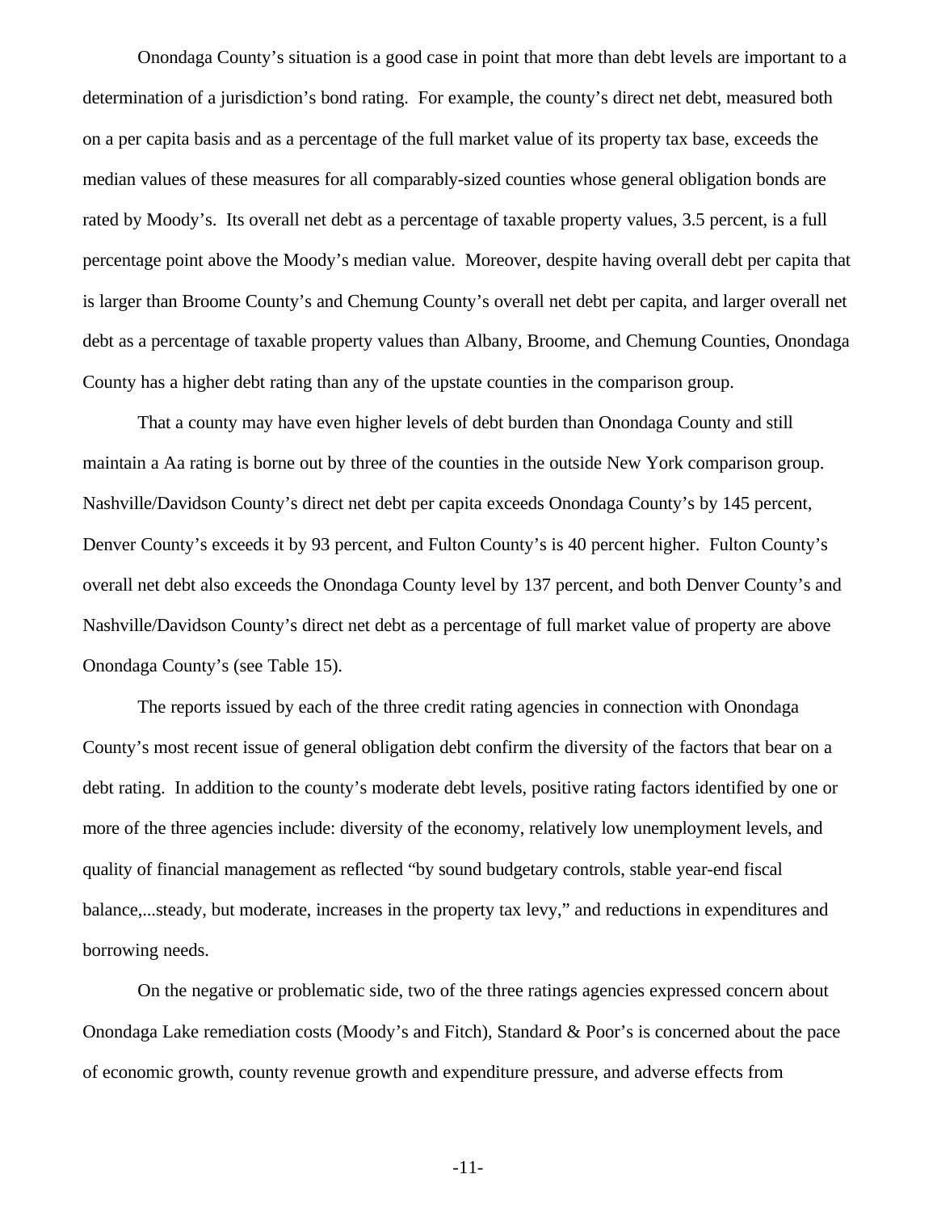Onondaga County's situation is a good case in point that more than debt levels are important to a determination of a jurisdiction's bond rating. For example, the county's direct net debt, measured both on a per capita basis and as a percentage of the full market value of its property tax base, exceeds the median values of these measures for all comparably-sized counties whose general obligation bonds are rated by Moody's. Its overall net debt as a percentage of taxable property values, 3.5 percent, is a full percentage point above the Moody's median value. Moreover, despite having overall debt per capita that is larger than Broome County's and Chemung County's overall net debt per capita, and larger overall net debt as a percentage of taxable property values than Albany, Broome, and Chemung Counties, Onondaga County has a higher debt rating than any of the upstate counties in the comparison group.

That a county may have even higher levels of debt burden than Onondaga County and still maintain a Aa rating is borne out by three of the counties in the outside New York comparison group. Nashville/Davidson County's direct net debt per capita exceeds Onondaga County's by 145 percent, Denver County's exceeds it by 93 percent, and Fulton County's is 40 percent higher. Fulton County's overall net debt also exceeds the Onondaga County level by 137 percent, and both Denver County's and Nashville/Davidson County's direct net debt as a percentage of full market value of property are above Onondaga County's (see Table 15).

The reports issued by each of the three credit rating agencies in connection with Onondaga County's most recent issue of general obligation debt confirm the diversity of the factors that bear on a debt rating. In addition to the county's moderate debt levels, positive rating factors identified by one or more of the three agencies include: diversity of the economy, relatively low unemployment levels, and quality of financial management as reflected "by sound budgetary controls, stable year-end fiscal balance,...steady, but moderate, increases in the property tax levy," and reductions in expenditures and borrowing needs.

On the negative or problematic side, two of the three ratings agencies expressed concern about Onondaga Lake remediation costs (Moody's and Fitch), Standard & Poor's is concerned about the pace of economic growth, county revenue growth and expenditure pressure, and adverse effects from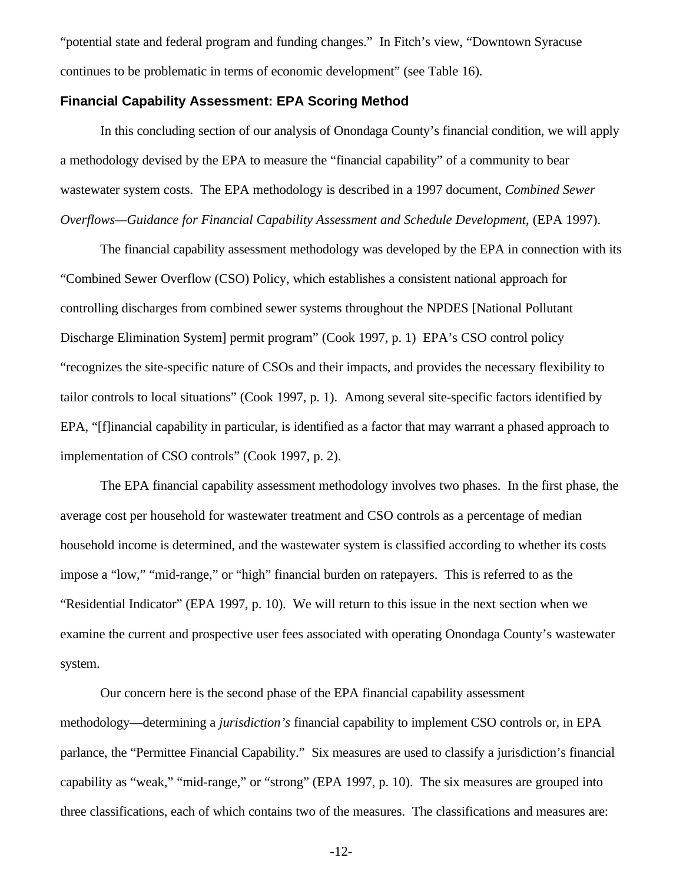"potential state and federal program and funding changes." In Fitch's view, "Downtown Syracuse continues to be problematic in terms of economic development" (see Table 16).

### Financial Capability Assessment: EPA Scoring Method

In this concluding section of our analysis of Onondaga County's financial condition, we will apply a methodology devised by the EPA to measure the "financial capability" of a community to bear wastewater system costs. The EPA methodology is described in a 1997 document, *Combined Sewer Overflows—Guidance for Financial Capability Assessment and Schedule Development*, (EPA 1997).

The financial capability assessment methodology was developed by the EPA in connection with its "Combined Sewer Overflow (CSO) Policy, which establishes a consistent national approach for controlling discharges from combined sewer systems throughout the NPDES [National Pollutant Discharge Elimination System] permit program" (Cook 1997, p. 1) EPA's CSO control policy "recognizes the site-specific nature of CSOs and their impacts, and provides the necessary flexibility to tailor controls to local situations" (Cook 1997, p. 1). Among several site-specific factors identified by EPA, "[f]inancial capability in particular, is identified as a factor that may warrant a phased approach to implementation of CSO controls" (Cook 1997, p. 2).

The EPA financial capability assessment methodology involves two phases. In the first phase, the average cost per household for wastewater treatment and CSO controls as a percentage of median household income is determined, and the wastewater system is classified according to whether its costs impose a "low," "mid-range," or "high" financial burden on ratepayers. This is referred to as the "Residential Indicator" (EPA 1997, p. 10). We will return to this issue in the next section when we examine the current and prospective user fees associated with operating Onondaga County's wastewater system.

Our concern here is the second phase of the EPA financial capability assessment methodology—determining a *jurisdiction's* financial capability to implement CSO controls or, in EPA parlance, the "Permittee Financial Capability." Six measures are used to classify a jurisdiction's financial capability as "weak," "mid-range," or "strong" (EPA 1997, p. 10). The six measures are grouped into three classifications, each of which contains two of the measures. The classifications and measures are: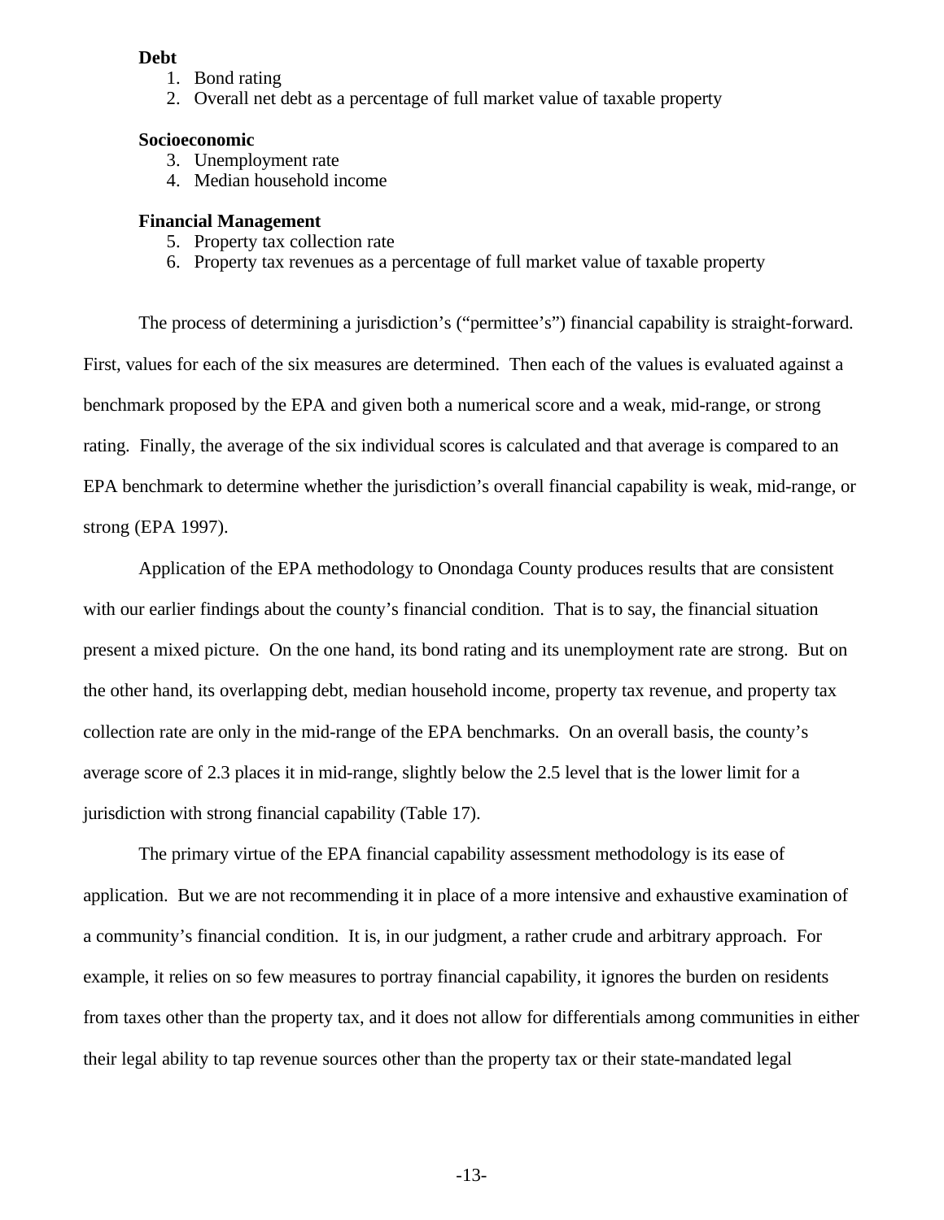**Debt**

1. Bond rating
2. Overall net debt as a percentage of full market value of taxable property

**Socioeconomic**

3. Unemployment rate
4. Median household income

**Financial Management**

5. Property tax collection rate
6. Property tax revenues as a percentage of full market value of taxable property

The process of determining a jurisdiction's ("permittee's") financial capability is straight-forward. First, values for each of the six measures are determined. Then each of the values is evaluated against a benchmark proposed by the EPA and given both a numerical score and a weak, mid-range, or strong rating. Finally, the average of the six individual scores is calculated and that average is compared to an EPA benchmark to determine whether the jurisdiction's overall financial capability is weak, mid-range, or strong (EPA 1997).

Application of the EPA methodology to Onondaga County produces results that are consistent with our earlier findings about the county's financial condition. That is to say, the financial situation present a mixed picture. On the one hand, its bond rating and its unemployment rate are strong. But on the other hand, its overlapping debt, median household income, property tax revenue, and property tax collection rate are only in the mid-range of the EPA benchmarks. On an overall basis, the county's average score of 2.3 places it in mid-range, slightly below the 2.5 level that is the lower limit for a jurisdiction with strong financial capability (Table 17).

The primary virtue of the EPA financial capability assessment methodology is its ease of application. But we are not recommending it in place of a more intensive and exhaustive examination of a community's financial condition. It is, in our judgment, a rather crude and arbitrary approach. For example, it relies on so few measures to portray financial capability, it ignores the burden on residents from taxes other than the property tax, and it does not allow for differentials among communities in either their legal ability to tap revenue sources other than the property tax or their state-mandated legal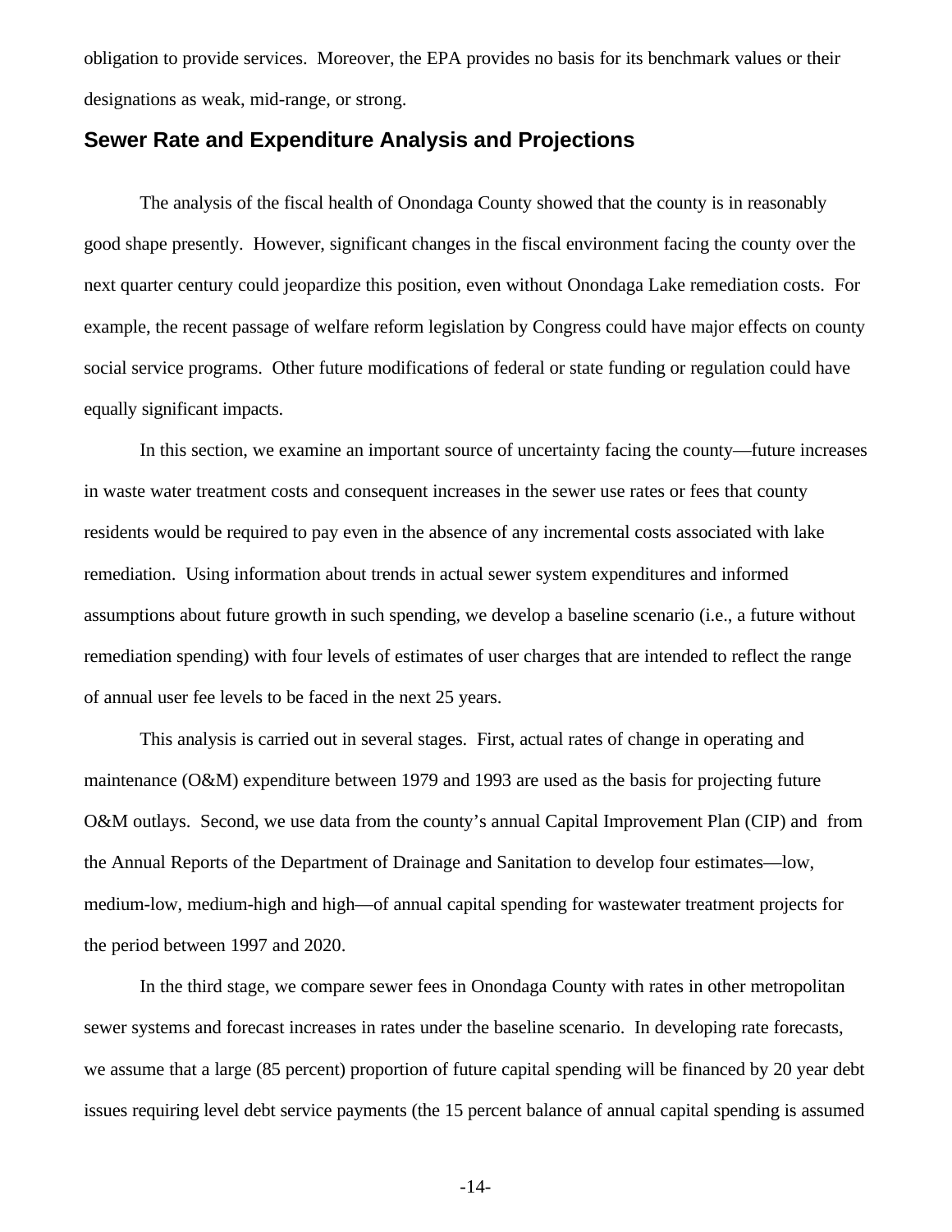obligation to provide services. Moreover, the EPA provides no basis for its benchmark values or their designations as weak, mid-range, or strong.

## Sewer Rate and Expenditure Analysis and Projections

The analysis of the fiscal health of Onondaga County showed that the county is in reasonably good shape presently. However, significant changes in the fiscal environment facing the county over the next quarter century could jeopardize this position, even without Onondaga Lake remediation costs. For example, the recent passage of welfare reform legislation by Congress could have major effects on county social service programs. Other future modifications of federal or state funding or regulation could have equally significant impacts.

In this section, we examine an important source of uncertainty facing the county—future increases in waste water treatment costs and consequent increases in the sewer use rates or fees that county residents would be required to pay even in the absence of any incremental costs associated with lake remediation. Using information about trends in actual sewer system expenditures and informed assumptions about future growth in such spending, we develop a baseline scenario (i.e., a future without remediation spending) with four levels of estimates of user charges that are intended to reflect the range of annual user fee levels to be faced in the next 25 years.

This analysis is carried out in several stages. First, actual rates of change in operating and maintenance (O&M) expenditure between 1979 and 1993 are used as the basis for projecting future O&M outlays. Second, we use data from the county's annual Capital Improvement Plan (CIP) and from the Annual Reports of the Department of Drainage and Sanitation to develop four estimates—low, medium-low, medium-high and high—of annual capital spending for wastewater treatment projects for the period between 1997 and 2020.

In the third stage, we compare sewer fees in Onondaga County with rates in other metropolitan sewer systems and forecast increases in rates under the baseline scenario. In developing rate forecasts, we assume that a large (85 percent) proportion of future capital spending will be financed by 20 year debt issues requiring level debt service payments (the 15 percent balance of annual capital spending is assumed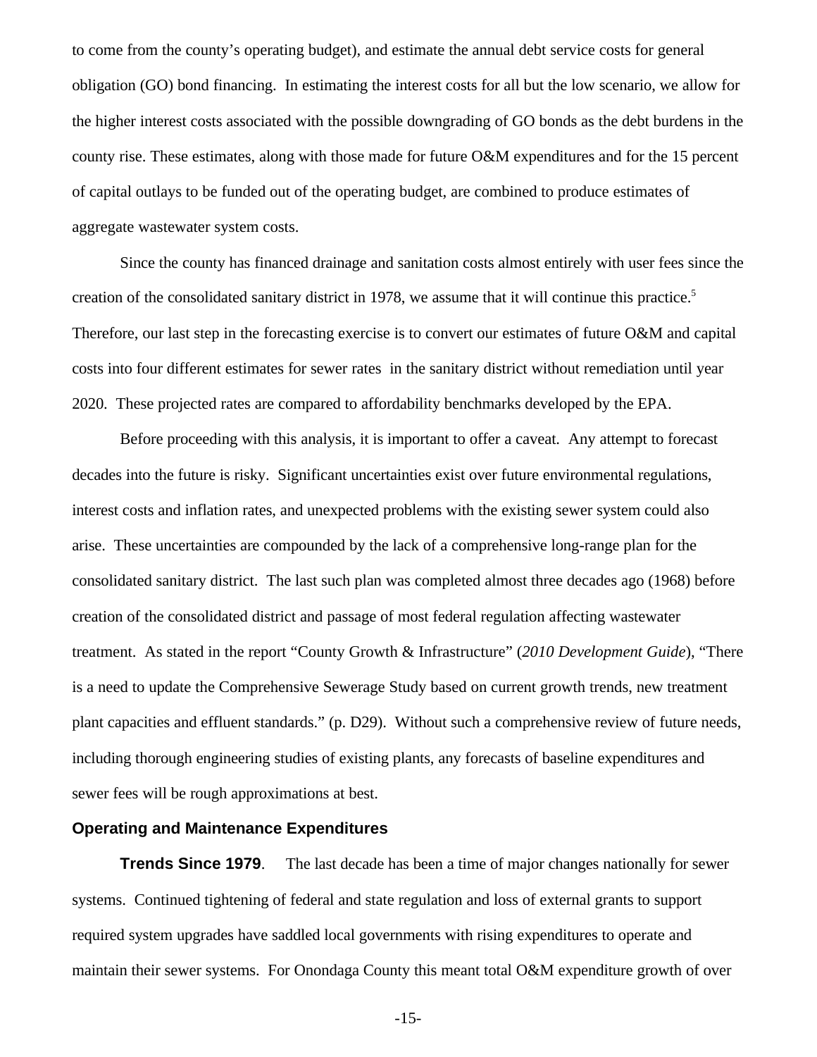to come from the county's operating budget), and estimate the annual debt service costs for general obligation (GO) bond financing. In estimating the interest costs for all but the low scenario, we allow for the higher interest costs associated with the possible downgrading of GO bonds as the debt burdens in the county rise. These estimates, along with those made for future O&M expenditures and for the 15 percent of capital outlays to be funded out of the operating budget, are combined to produce estimates of aggregate wastewater system costs.

Since the county has financed drainage and sanitation costs almost entirely with user fees since the creation of the consolidated sanitary district in 1978, we assume that it will continue this practice.[5] Therefore, our last step in the forecasting exercise is to convert our estimates of future O&M and capital costs into four different estimates for sewer rates in the sanitary district without remediation until year 2020. These projected rates are compared to affordability benchmarks developed by the EPA.

Before proceeding with this analysis, it is important to offer a caveat. Any attempt to forecast decades into the future is risky. Significant uncertainties exist over future environmental regulations, interest costs and inflation rates, and unexpected problems with the existing sewer system could also arise. These uncertainties are compounded by the lack of a comprehensive long-range plan for the consolidated sanitary district. The last such plan was completed almost three decades ago (1968) before creation of the consolidated district and passage of most federal regulation affecting wastewater treatment. As stated in the report "County Growth & Infrastructure" (*2010 Development Guide*), "There is a need to update the Comprehensive Sewerage Study based on current growth trends, new treatment plant capacities and effluent standards." (p. D29). Without such a comprehensive review of future needs, including thorough engineering studies of existing plants, any forecasts of baseline expenditures and sewer fees will be rough approximations at best.

### Operating and Maintenance Expenditures

**Trends Since 1979**. The last decade has been a time of major changes nationally for sewer systems. Continued tightening of federal and state regulation and loss of external grants to support required system upgrades have saddled local governments with rising expenditures to operate and maintain their sewer systems. For Onondaga County this meant total O&M expenditure growth of over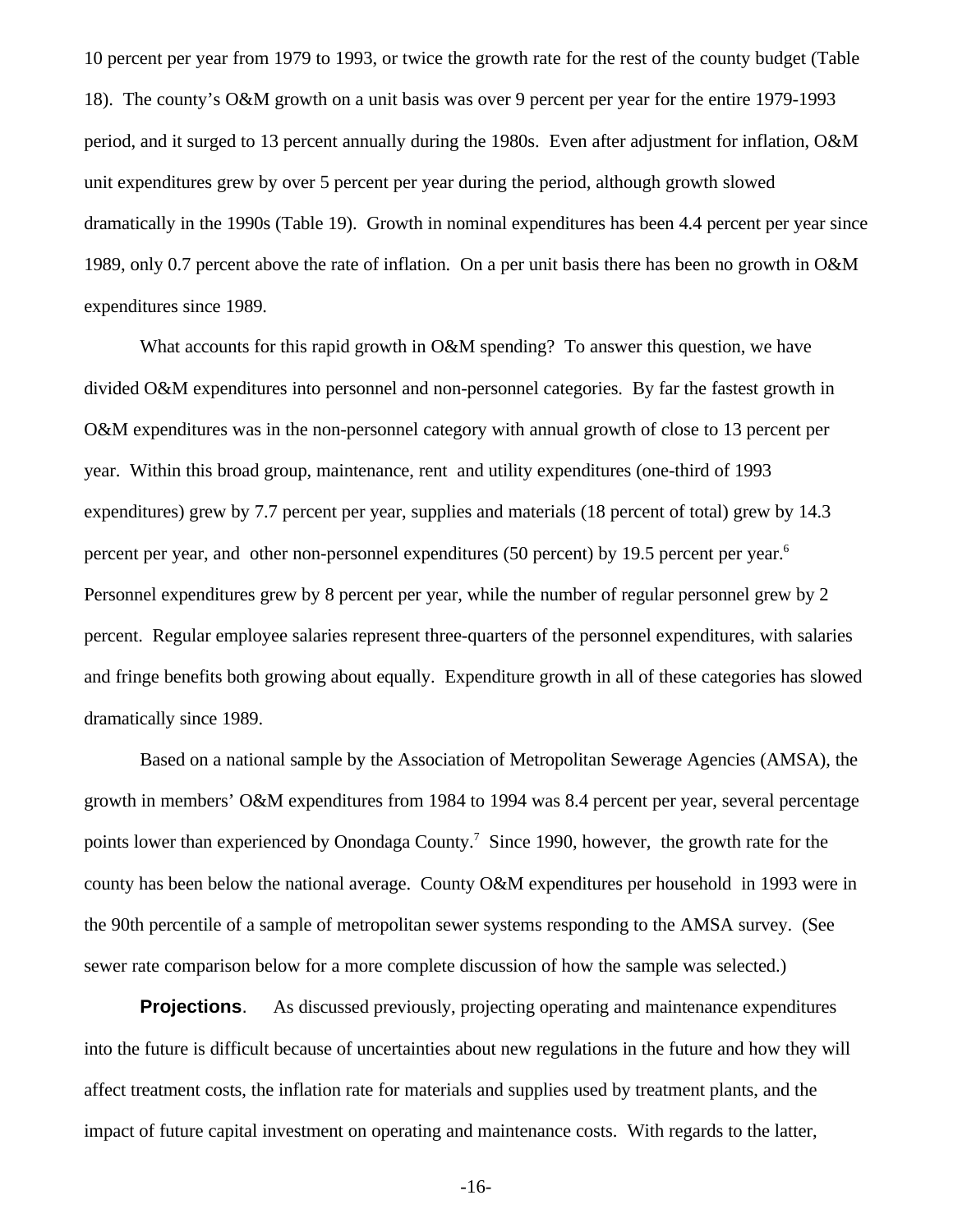10 percent per year from 1979 to 1993, or twice the growth rate for the rest of the county budget (Table 18). The county's O&M growth on a unit basis was over 9 percent per year for the entire 1979-1993 period, and it surged to 13 percent annually during the 1980s. Even after adjustment for inflation, O&M unit expenditures grew by over 5 percent per year during the period, although growth slowed dramatically in the 1990s (Table 19). Growth in nominal expenditures has been 4.4 percent per year since 1989, only 0.7 percent above the rate of inflation. On a per unit basis there has been no growth in O&M expenditures since 1989.

What accounts for this rapid growth in O&M spending? To answer this question, we have divided O&M expenditures into personnel and non-personnel categories. By far the fastest growth in O&M expenditures was in the non-personnel category with annual growth of close to 13 percent per year. Within this broad group, maintenance, rent and utility expenditures (one-third of 1993 expenditures) grew by 7.7 percent per year, supplies and materials (18 percent of total) grew by 14.3 percent per year, and other non-personnel expenditures (50 percent) by 19.5 percent per year.[6] Personnel expenditures grew by 8 percent per year, while the number of regular personnel grew by 2 percent. Regular employee salaries represent three-quarters of the personnel expenditures, with salaries and fringe benefits both growing about equally. Expenditure growth in all of these categories has slowed dramatically since 1989.

Based on a national sample by the Association of Metropolitan Sewerage Agencies (AMSA), the growth in members' O&M expenditures from 1984 to 1994 was 8.4 percent per year, several percentage points lower than experienced by Onondaga County.[7] Since 1990, however, the growth rate for the county has been below the national average. County O&M expenditures per household in 1993 were in the 90th percentile of a sample of metropolitan sewer systems responding to the AMSA survey. (See sewer rate comparison below for a more complete discussion of how the sample was selected.)

**Projections**. As discussed previously, projecting operating and maintenance expenditures into the future is difficult because of uncertainties about new regulations in the future and how they will affect treatment costs, the inflation rate for materials and supplies used by treatment plants, and the impact of future capital investment on operating and maintenance costs. With regards to the latter,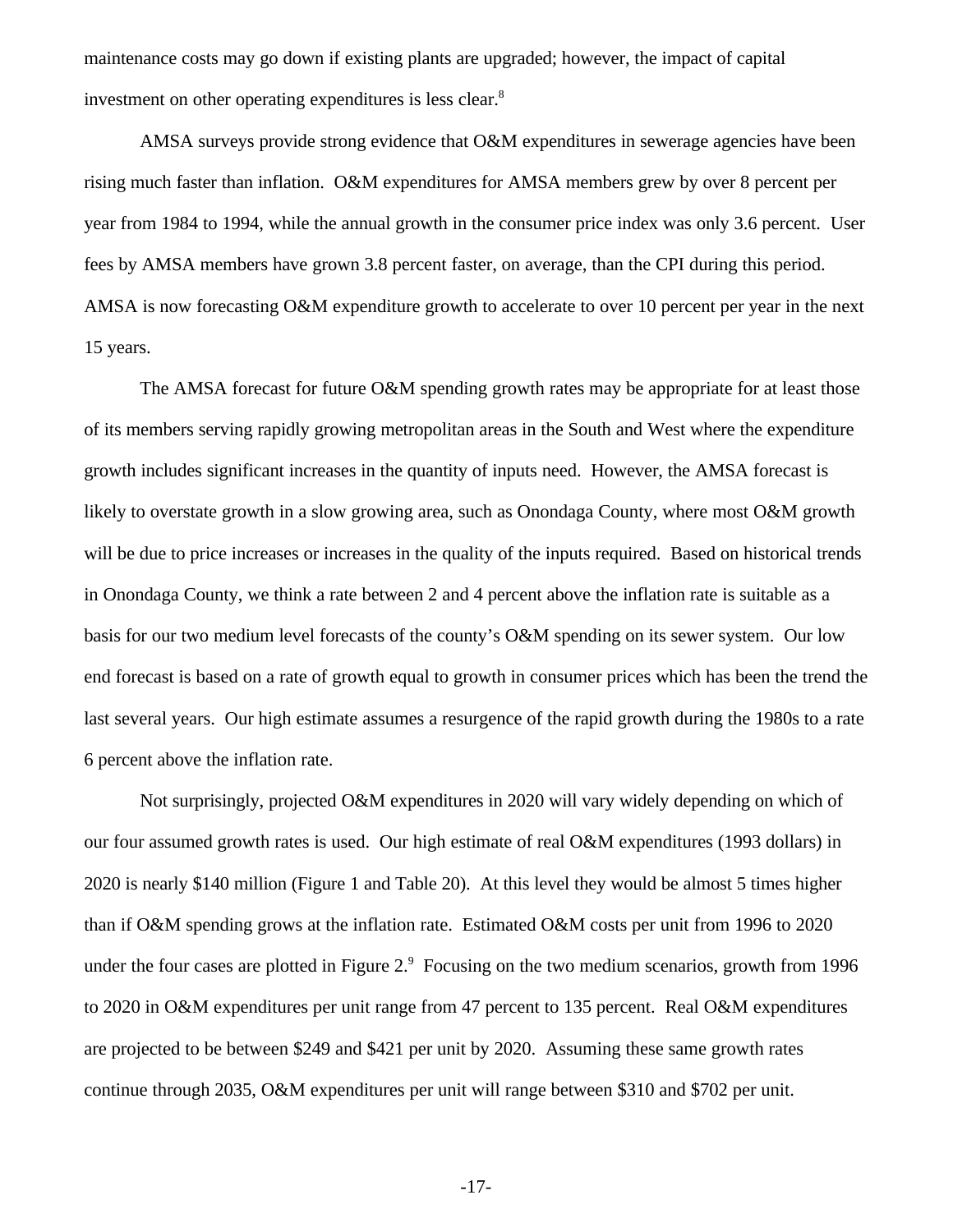maintenance costs may go down if existing plants are upgraded; however, the impact of capital investment on other operating expenditures is less clear.[8]

AMSA surveys provide strong evidence that O&M expenditures in sewerage agencies have been rising much faster than inflation. O&M expenditures for AMSA members grew by over 8 percent per year from 1984 to 1994, while the annual growth in the consumer price index was only 3.6 percent. User fees by AMSA members have grown 3.8 percent faster, on average, than the CPI during this period. AMSA is now forecasting O&M expenditure growth to accelerate to over 10 percent per year in the next 15 years.

The AMSA forecast for future O&M spending growth rates may be appropriate for at least those of its members serving rapidly growing metropolitan areas in the South and West where the expenditure growth includes significant increases in the quantity of inputs need. However, the AMSA forecast is likely to overstate growth in a slow growing area, such as Onondaga County, where most O&M growth will be due to price increases or increases in the quality of the inputs required. Based on historical trends in Onondaga County, we think a rate between 2 and 4 percent above the inflation rate is suitable as a basis for our two medium level forecasts of the county's O&M spending on its sewer system. Our low end forecast is based on a rate of growth equal to growth in consumer prices which has been the trend the last several years. Our high estimate assumes a resurgence of the rapid growth during the 1980s to a rate 6 percent above the inflation rate.

Not surprisingly, projected O&M expenditures in 2020 will vary widely depending on which of our four assumed growth rates is used. Our high estimate of real O&M expenditures (1993 dollars) in 2020 is nearly \$140 million (Figure 1 and Table 20). At this level they would be almost 5 times higher than if O&M spending grows at the inflation rate. Estimated O&M costs per unit from 1996 to 2020 under the four cases are plotted in Figure 2.[9] Focusing on the two medium scenarios, growth from 1996 to 2020 in O&M expenditures per unit range from 47 percent to 135 percent. Real O&M expenditures are projected to be between \$249 and \$421 per unit by 2020. Assuming these same growth rates continue through 2035, O&M expenditures per unit will range between \$310 and \$702 per unit.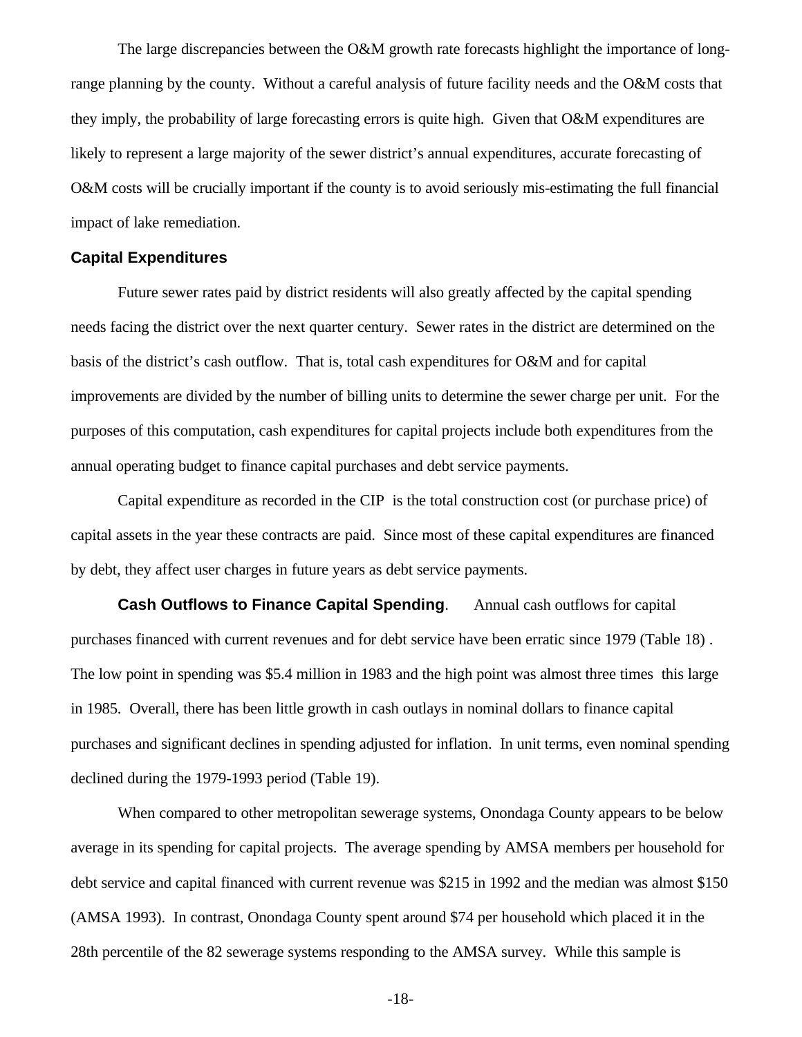The large discrepancies between the O&M growth rate forecasts highlight the importance of long-range planning by the county. Without a careful analysis of future facility needs and the O&M costs that they imply, the probability of large forecasting errors is quite high. Given that O&M expenditures are likely to represent a large majority of the sewer district's annual expenditures, accurate forecasting of O&M costs will be crucially important if the county is to avoid seriously mis-estimating the full financial impact of lake remediation.

### Capital Expenditures

Future sewer rates paid by district residents will also greatly affected by the capital spending needs facing the district over the next quarter century. Sewer rates in the district are determined on the basis of the district's cash outflow. That is, total cash expenditures for O&M and for capital improvements are divided by the number of billing units to determine the sewer charge per unit. For the purposes of this computation, cash expenditures for capital projects include both expenditures from the annual operating budget to finance capital purchases and debt service payments.

Capital expenditure as recorded in the CIP is the total construction cost (or purchase price) of capital assets in the year these contracts are paid. Since most of these capital expenditures are financed by debt, they affect user charges in future years as debt service payments.

**Cash Outflows to Finance Capital Spending**. Annual cash outflows for capital purchases financed with current revenues and for debt service have been erratic since 1979 (Table 18) . The low point in spending was $5.4 million in 1983 and the high point was almost three times this large in 1985. Overall, there has been little growth in cash outlays in nominal dollars to finance capital purchases and significant declines in spending adjusted for inflation. In unit terms, even nominal spending declined during the 1979-1993 period (Table 19).

When compared to other metropolitan sewerage systems, Onondaga County appears to be below average in its spending for capital projects. The average spending by AMSA members per household for debt service and capital financed with current revenue was $215 in 1992 and the median was almost $150 (AMSA 1993). In contrast, Onondaga County spent around $74 per household which placed it in the 28th percentile of the 82 sewerage systems responding to the AMSA survey. While this sample is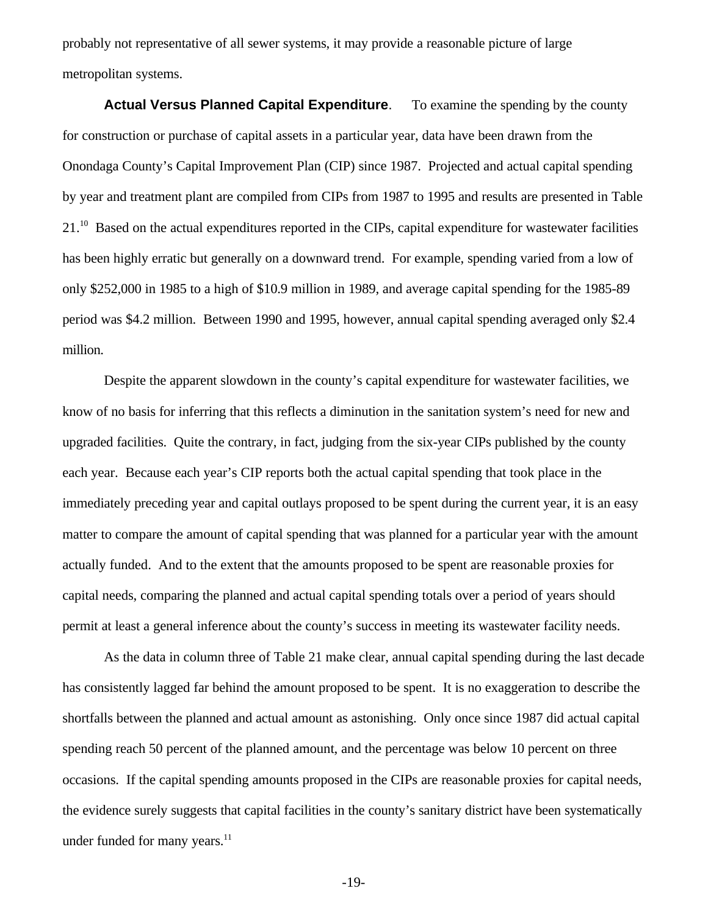probably not representative of all sewer systems, it may provide a reasonable picture of large metropolitan systems.

**Actual Versus Planned Capital Expenditure**. To examine the spending by the county for construction or purchase of capital assets in a particular year, data have been drawn from the Onondaga County's Capital Improvement Plan (CIP) since 1987. Projected and actual capital spending by year and treatment plant are compiled from CIPs from 1987 to 1995 and results are presented in Table 21.[10] Based on the actual expenditures reported in the CIPs, capital expenditure for wastewater facilities has been highly erratic but generally on a downward trend. For example, spending varied from a low of only $252,000 in 1985 to a high of $10.9 million in 1989, and average capital spending for the 1985-89 period was $4.2 million. Between 1990 and 1995, however, annual capital spending averaged only $2.4 million.

Despite the apparent slowdown in the county's capital expenditure for wastewater facilities, we know of no basis for inferring that this reflects a diminution in the sanitation system's need for new and upgraded facilities. Quite the contrary, in fact, judging from the six-year CIPs published by the county each year. Because each year's CIP reports both the actual capital spending that took place in the immediately preceding year and capital outlays proposed to be spent during the current year, it is an easy matter to compare the amount of capital spending that was planned for a particular year with the amount actually funded. And to the extent that the amounts proposed to be spent are reasonable proxies for capital needs, comparing the planned and actual capital spending totals over a period of years should permit at least a general inference about the county's success in meeting its wastewater facility needs.

As the data in column three of Table 21 make clear, annual capital spending during the last decade has consistently lagged far behind the amount proposed to be spent. It is no exaggeration to describe the shortfalls between the planned and actual amount as astonishing. Only once since 1987 did actual capital spending reach 50 percent of the planned amount, and the percentage was below 10 percent on three occasions. If the capital spending amounts proposed in the CIPs are reasonable proxies for capital needs, the evidence surely suggests that capital facilities in the county's sanitary district have been systematically under funded for many years.[11]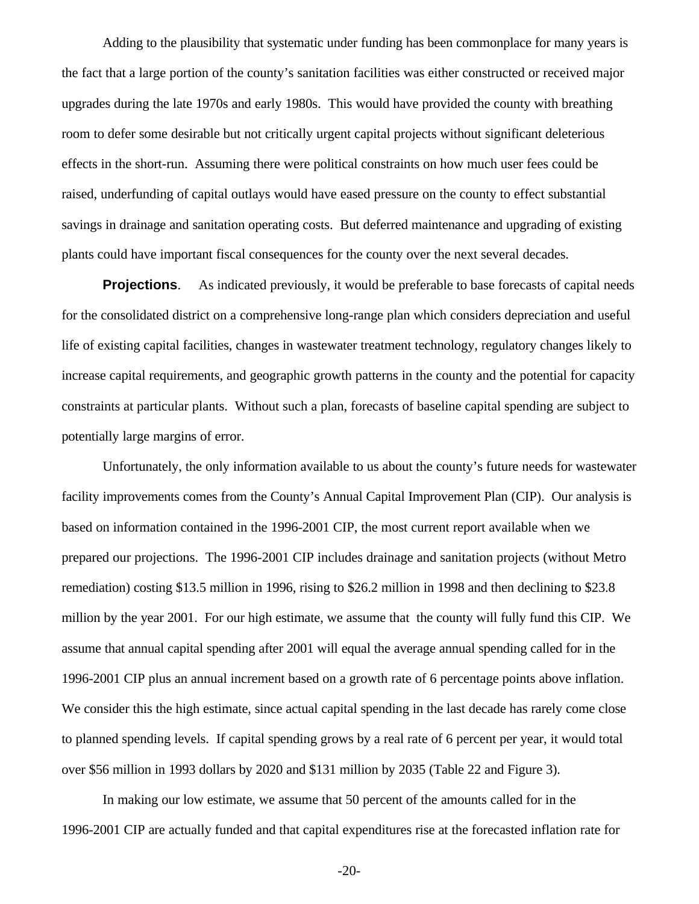Adding to the plausibility that systematic under funding has been commonplace for many years is the fact that a large portion of the county's sanitation facilities was either constructed or received major upgrades during the late 1970s and early 1980s. This would have provided the county with breathing room to defer some desirable but not critically urgent capital projects without significant deleterious effects in the short-run. Assuming there were political constraints on how much user fees could be raised, underfunding of capital outlays would have eased pressure on the county to effect substantial savings in drainage and sanitation operating costs. But deferred maintenance and upgrading of existing plants could have important fiscal consequences for the county over the next several decades.

**Projections**. As indicated previously, it would be preferable to base forecasts of capital needs for the consolidated district on a comprehensive long-range plan which considers depreciation and useful life of existing capital facilities, changes in wastewater treatment technology, regulatory changes likely to increase capital requirements, and geographic growth patterns in the county and the potential for capacity constraints at particular plants. Without such a plan, forecasts of baseline capital spending are subject to potentially large margins of error.

Unfortunately, the only information available to us about the county's future needs for wastewater facility improvements comes from the County's Annual Capital Improvement Plan (CIP). Our analysis is based on information contained in the 1996-2001 CIP, the most current report available when we prepared our projections. The 1996-2001 CIP includes drainage and sanitation projects (without Metro remediation) costing \$13.5 million in 1996, rising to \$26.2 million in 1998 and then declining to \$23.8 million by the year 2001. For our high estimate, we assume that the county will fully fund this CIP. We assume that annual capital spending after 2001 will equal the average annual spending called for in the 1996-2001 CIP plus an annual increment based on a growth rate of 6 percentage points above inflation. We consider this the high estimate, since actual capital spending in the last decade has rarely come close to planned spending levels. If capital spending grows by a real rate of 6 percent per year, it would total over \$56 million in 1993 dollars by 2020 and \$131 million by 2035 (Table 22 and Figure 3).

In making our low estimate, we assume that 50 percent of the amounts called for in the 1996-2001 CIP are actually funded and that capital expenditures rise at the forecasted inflation rate for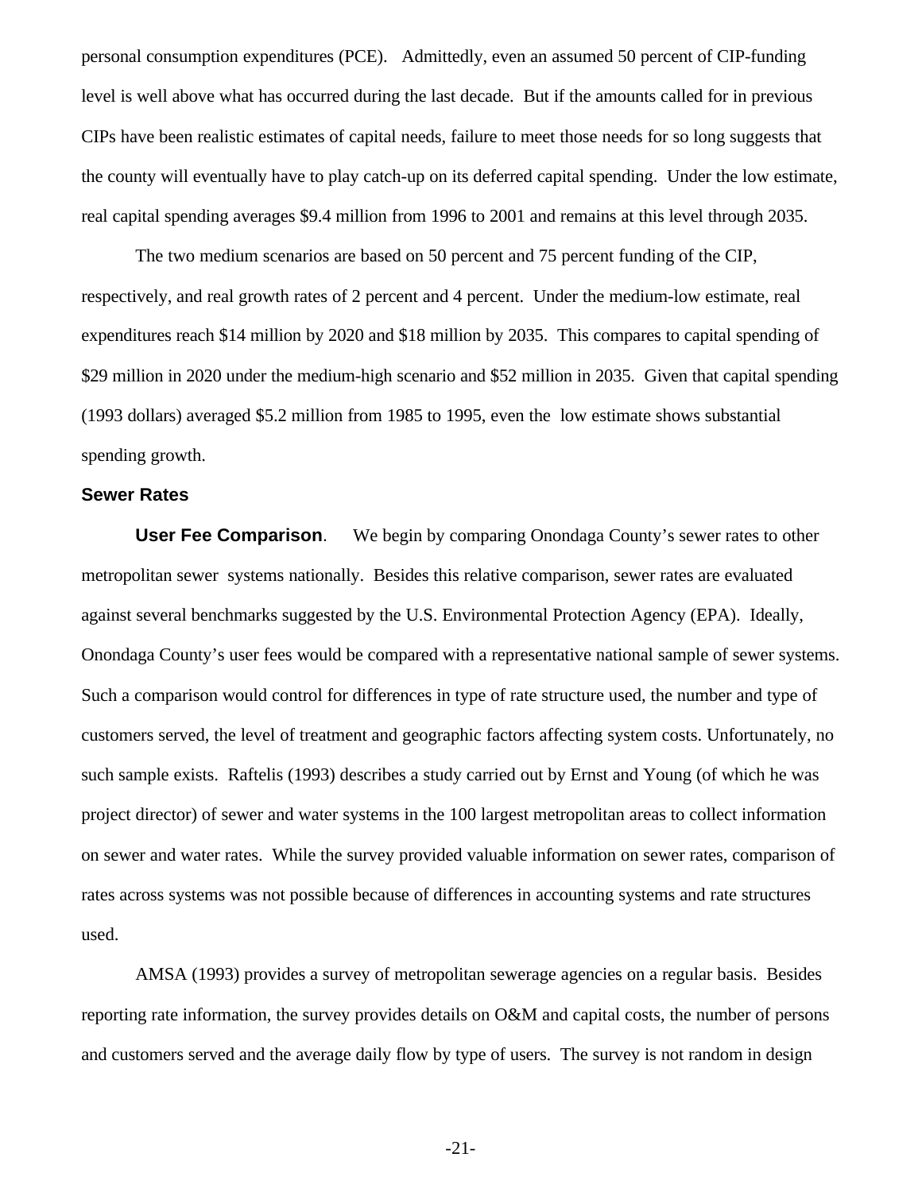personal consumption expenditures (PCE). Admittedly, even an assumed 50 percent of CIP-funding level is well above what has occurred during the last decade. But if the amounts called for in previous CIPs have been realistic estimates of capital needs, failure to meet those needs for so long suggests that the county will eventually have to play catch-up on its deferred capital spending. Under the low estimate, real capital spending averages $9.4 million from 1996 to 2001 and remains at this level through 2035.

The two medium scenarios are based on 50 percent and 75 percent funding of the CIP, respectively, and real growth rates of 2 percent and 4 percent. Under the medium-low estimate, real expenditures reach $14 million by 2020 and $18 million by 2035. This compares to capital spending of $29 million in 2020 under the medium-high scenario and $52 million in 2035. Given that capital spending (1993 dollars) averaged $5.2 million from 1985 to 1995, even the low estimate shows substantial spending growth.

### Sewer Rates

**User Fee Comparison**. We begin by comparing Onondaga County's sewer rates to other metropolitan sewer systems nationally. Besides this relative comparison, sewer rates are evaluated against several benchmarks suggested by the U.S. Environmental Protection Agency (EPA). Ideally, Onondaga County's user fees would be compared with a representative national sample of sewer systems. Such a comparison would control for differences in type of rate structure used, the number and type of customers served, the level of treatment and geographic factors affecting system costs. Unfortunately, no such sample exists. Raftelis (1993) describes a study carried out by Ernst and Young (of which he was project director) of sewer and water systems in the 100 largest metropolitan areas to collect information on sewer and water rates. While the survey provided valuable information on sewer rates, comparison of rates across systems was not possible because of differences in accounting systems and rate structures used.

AMSA (1993) provides a survey of metropolitan sewerage agencies on a regular basis. Besides reporting rate information, the survey provides details on O&M and capital costs, the number of persons and customers served and the average daily flow by type of users. The survey is not random in design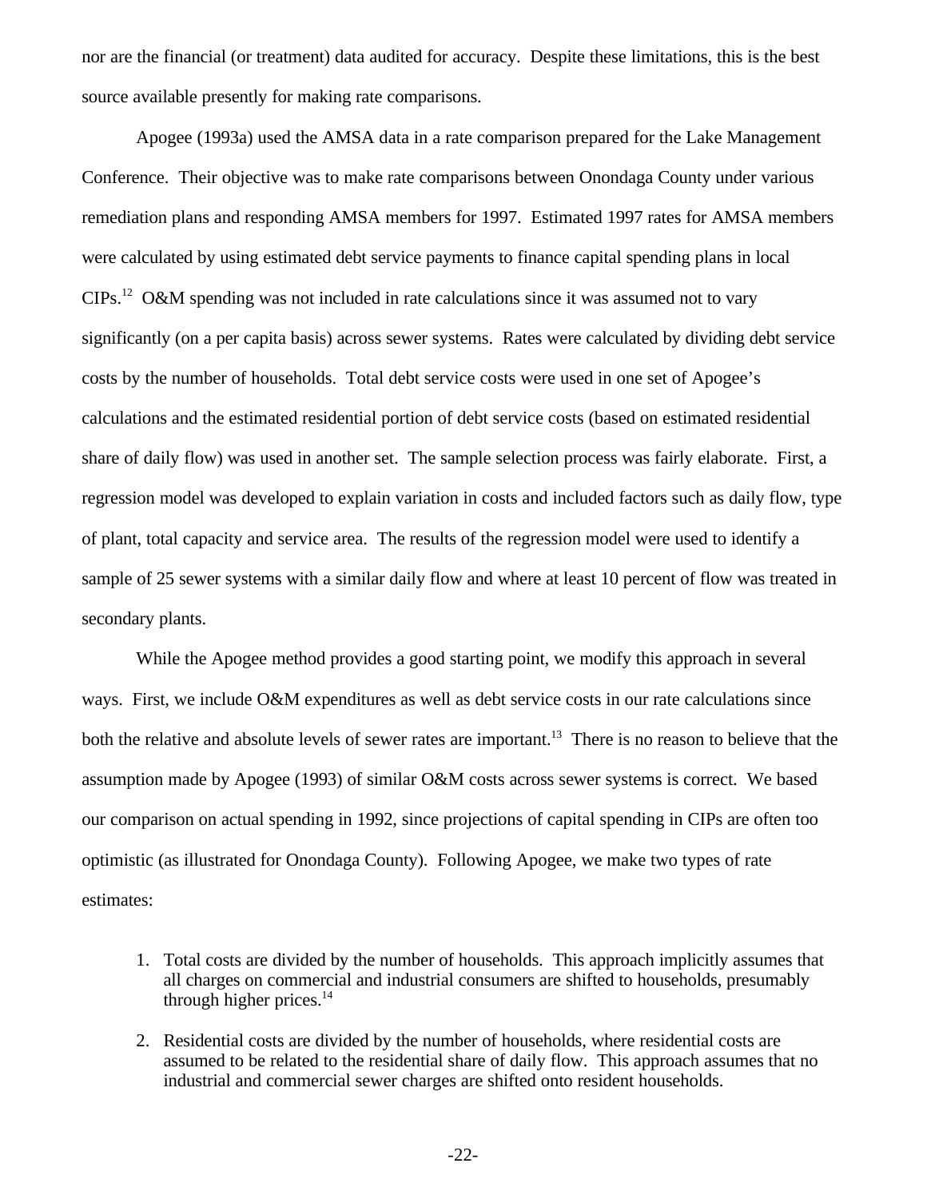nor are the financial (or treatment) data audited for accuracy. Despite these limitations, this is the best source available presently for making rate comparisons.

Apogee (1993a) used the AMSA data in a rate comparison prepared for the Lake Management Conference. Their objective was to make rate comparisons between Onondaga County under various remediation plans and responding AMSA members for 1997. Estimated 1997 rates for AMSA members were calculated by using estimated debt service payments to finance capital spending plans in local CIPs.[12] O&M spending was not included in rate calculations since it was assumed not to vary significantly (on a per capita basis) across sewer systems. Rates were calculated by dividing debt service costs by the number of households. Total debt service costs were used in one set of Apogee's calculations and the estimated residential portion of debt service costs (based on estimated residential share of daily flow) was used in another set. The sample selection process was fairly elaborate. First, a regression model was developed to explain variation in costs and included factors such as daily flow, type of plant, total capacity and service area. The results of the regression model were used to identify a sample of 25 sewer systems with a similar daily flow and where at least 10 percent of flow was treated in secondary plants.

While the Apogee method provides a good starting point, we modify this approach in several ways. First, we include O&M expenditures as well as debt service costs in our rate calculations since both the relative and absolute levels of sewer rates are important.[13] There is no reason to believe that the assumption made by Apogee (1993) of similar O&M costs across sewer systems is correct. We based our comparison on actual spending in 1992, since projections of capital spending in CIPs are often too optimistic (as illustrated for Onondaga County). Following Apogee, we make two types of rate estimates:

1. Total costs are divided by the number of households. This approach implicitly assumes that all charges on commercial and industrial consumers are shifted to households, presumably through higher prices.[14]

2. Residential costs are divided by the number of households, where residential costs are assumed to be related to the residential share of daily flow. This approach assumes that no industrial and commercial sewer charges are shifted onto resident households.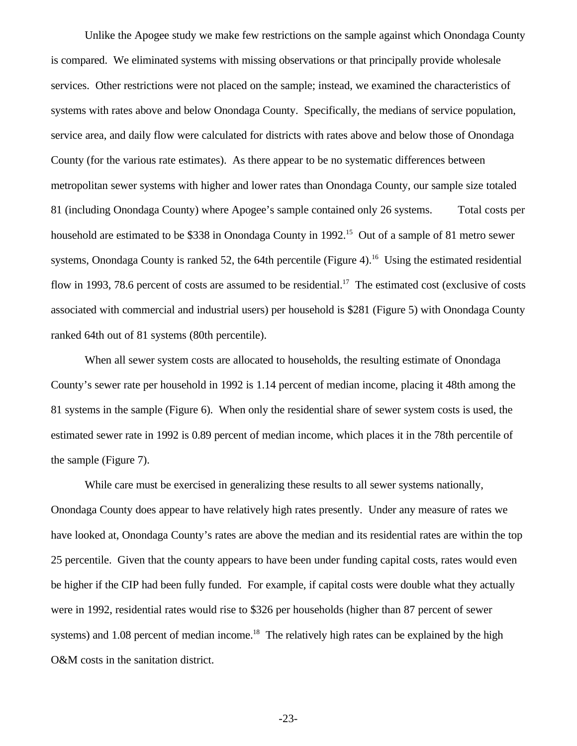Unlike the Apogee study we make few restrictions on the sample against which Onondaga County is compared. We eliminated systems with missing observations or that principally provide wholesale services. Other restrictions were not placed on the sample; instead, we examined the characteristics of systems with rates above and below Onondaga County. Specifically, the medians of service population, service area, and daily flow were calculated for districts with rates above and below those of Onondaga County (for the various rate estimates). As there appear to be no systematic differences between metropolitan sewer systems with higher and lower rates than Onondaga County, our sample size totaled 81 (including Onondaga County) where Apogee's sample contained only 26 systems. Total costs per household are estimated to be \$338 in Onondaga County in 1992.[15] Out of a sample of 81 metro sewer systems, Onondaga County is ranked 52, the 64th percentile (Figure 4).[16] Using the estimated residential flow in 1993, 78.6 percent of costs are assumed to be residential.[17] The estimated cost (exclusive of costs associated with commercial and industrial users) per household is \$281 (Figure 5) with Onondaga County ranked 64th out of 81 systems (80th percentile).

When all sewer system costs are allocated to households, the resulting estimate of Onondaga County's sewer rate per household in 1992 is 1.14 percent of median income, placing it 48th among the 81 systems in the sample (Figure 6). When only the residential share of sewer system costs is used, the estimated sewer rate in 1992 is 0.89 percent of median income, which places it in the 78th percentile of the sample (Figure 7).

While care must be exercised in generalizing these results to all sewer systems nationally, Onondaga County does appear to have relatively high rates presently. Under any measure of rates we have looked at, Onondaga County's rates are above the median and its residential rates are within the top 25 percentile. Given that the county appears to have been under funding capital costs, rates would even be higher if the CIP had been fully funded. For example, if capital costs were double what they actually were in 1992, residential rates would rise to \$326 per households (higher than 87 percent of sewer systems) and 1.08 percent of median income.[18] The relatively high rates can be explained by the high O&M costs in the sanitation district.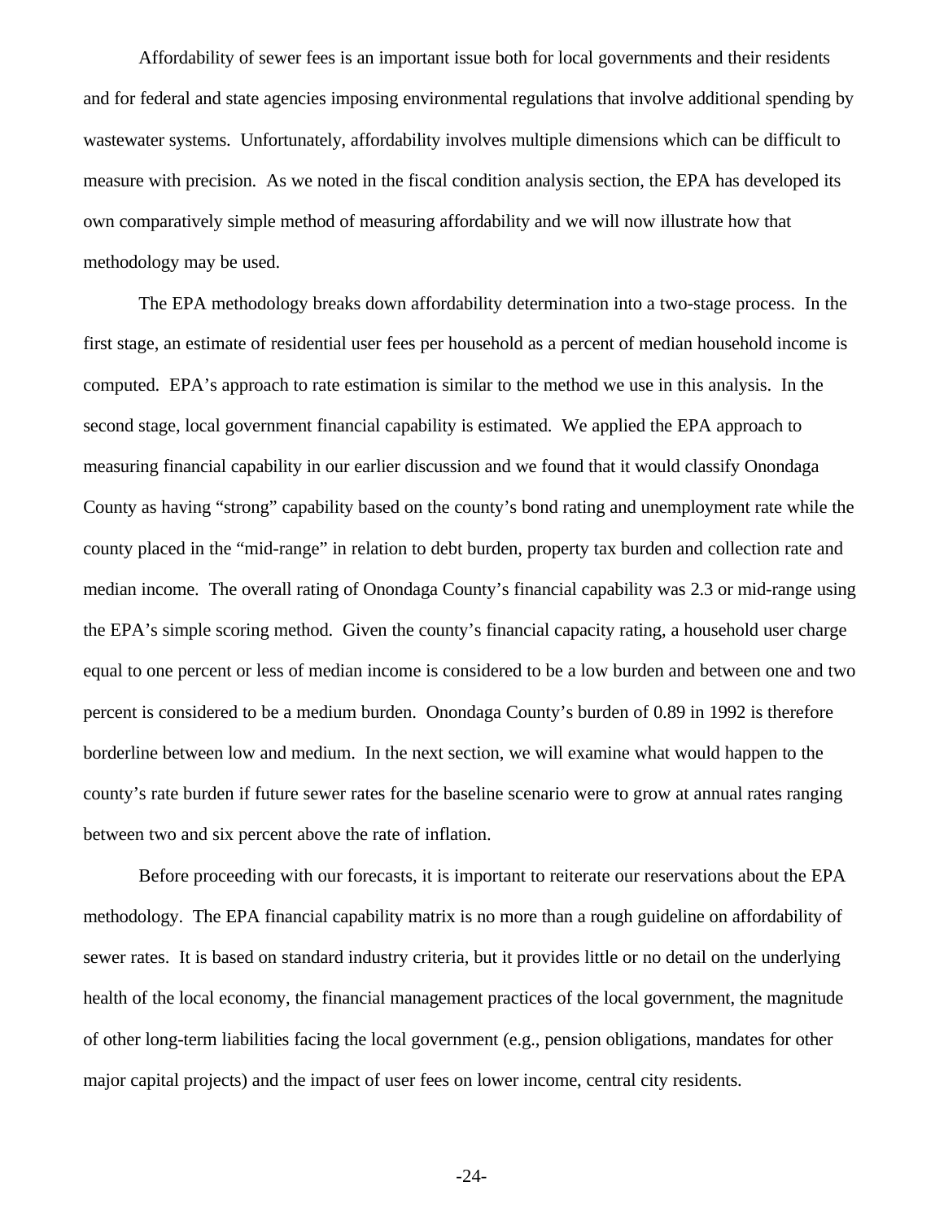Affordability of sewer fees is an important issue both for local governments and their residents and for federal and state agencies imposing environmental regulations that involve additional spending by wastewater systems. Unfortunately, affordability involves multiple dimensions which can be difficult to measure with precision. As we noted in the fiscal condition analysis section, the EPA has developed its own comparatively simple method of measuring affordability and we will now illustrate how that methodology may be used.

The EPA methodology breaks down affordability determination into a two-stage process. In the first stage, an estimate of residential user fees per household as a percent of median household income is computed. EPA's approach to rate estimation is similar to the method we use in this analysis. In the second stage, local government financial capability is estimated. We applied the EPA approach to measuring financial capability in our earlier discussion and we found that it would classify Onondaga County as having "strong" capability based on the county's bond rating and unemployment rate while the county placed in the "mid-range" in relation to debt burden, property tax burden and collection rate and median income. The overall rating of Onondaga County's financial capability was 2.3 or mid-range using the EPA's simple scoring method. Given the county's financial capacity rating, a household user charge equal to one percent or less of median income is considered to be a low burden and between one and two percent is considered to be a medium burden. Onondaga County's burden of 0.89 in 1992 is therefore borderline between low and medium. In the next section, we will examine what would happen to the county's rate burden if future sewer rates for the baseline scenario were to grow at annual rates ranging between two and six percent above the rate of inflation.

Before proceeding with our forecasts, it is important to reiterate our reservations about the EPA methodology. The EPA financial capability matrix is no more than a rough guideline on affordability of sewer rates. It is based on standard industry criteria, but it provides little or no detail on the underlying health of the local economy, the financial management practices of the local government, the magnitude of other long-term liabilities facing the local government (e.g., pension obligations, mandates for other major capital projects) and the impact of user fees on lower income, central city residents.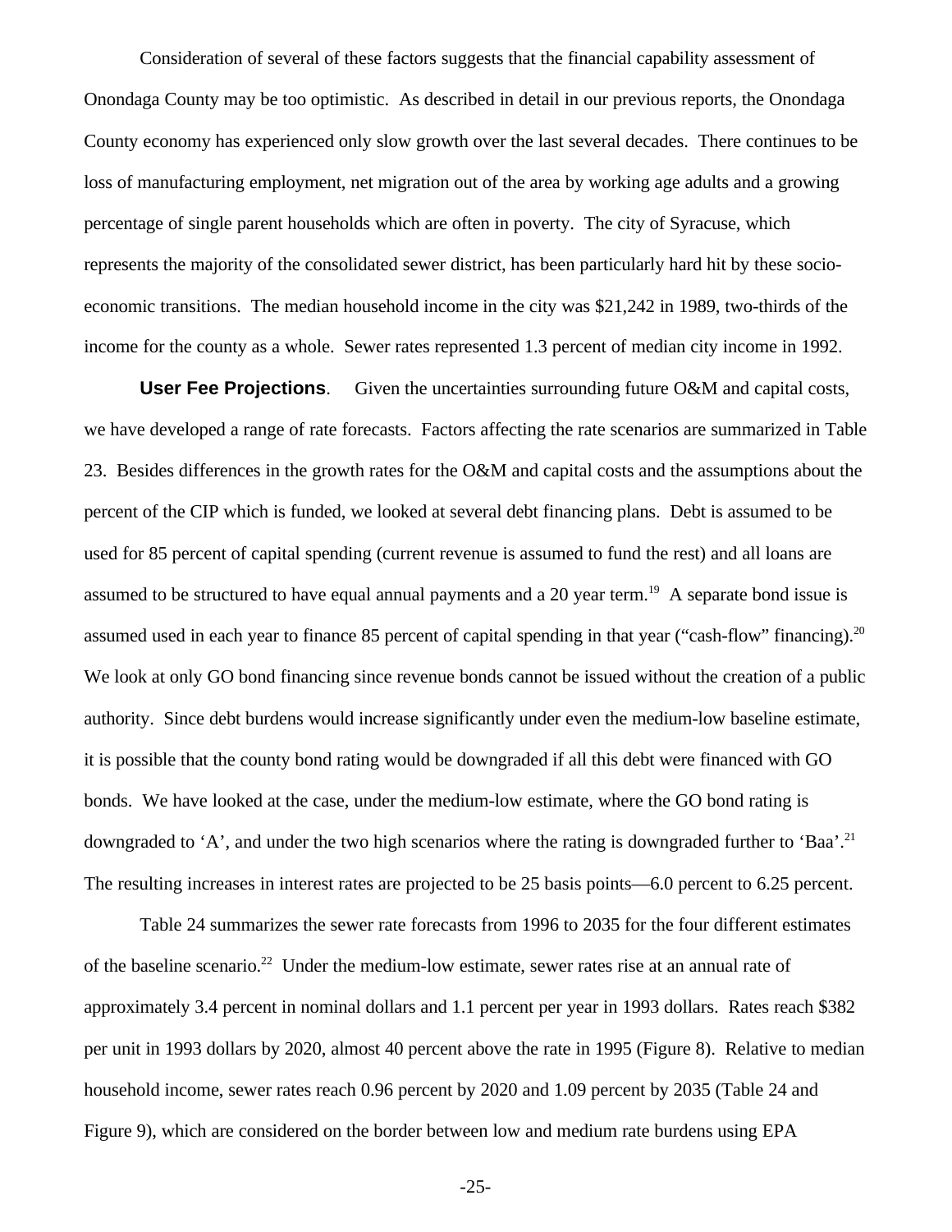Consideration of several of these factors suggests that the financial capability assessment of Onondaga County may be too optimistic. As described in detail in our previous reports, the Onondaga County economy has experienced only slow growth over the last several decades. There continues to be loss of manufacturing employment, net migration out of the area by working age adults and a growing percentage of single parent households which are often in poverty. The city of Syracuse, which represents the majority of the consolidated sewer district, has been particularly hard hit by these socio-economic transitions. The median household income in the city was $21,242 in 1989, two-thirds of the income for the county as a whole. Sewer rates represented 1.3 percent of median city income in 1992.

**User Fee Projections**. Given the uncertainties surrounding future O&M and capital costs, we have developed a range of rate forecasts. Factors affecting the rate scenarios are summarized in Table 23. Besides differences in the growth rates for the O&M and capital costs and the assumptions about the percent of the CIP which is funded, we looked at several debt financing plans. Debt is assumed to be used for 85 percent of capital spending (current revenue is assumed to fund the rest) and all loans are assumed to be structured to have equal annual payments and a 20 year term.[19] A separate bond issue is assumed used in each year to finance 85 percent of capital spending in that year ("cash-flow" financing).[20] We look at only GO bond financing since revenue bonds cannot be issued without the creation of a public authority. Since debt burdens would increase significantly under even the medium-low baseline estimate, it is possible that the county bond rating would be downgraded if all this debt were financed with GO bonds. We have looked at the case, under the medium-low estimate, where the GO bond rating is downgraded to 'A', and under the two high scenarios where the rating is downgraded further to 'Baa'.[21] The resulting increases in interest rates are projected to be 25 basis points—6.0 percent to 6.25 percent.

Table 24 summarizes the sewer rate forecasts from 1996 to 2035 for the four different estimates of the baseline scenario.[22] Under the medium-low estimate, sewer rates rise at an annual rate of approximately 3.4 percent in nominal dollars and 1.1 percent per year in 1993 dollars. Rates reach $382 per unit in 1993 dollars by 2020, almost 40 percent above the rate in 1995 (Figure 8). Relative to median household income, sewer rates reach 0.96 percent by 2020 and 1.09 percent by 2035 (Table 24 and Figure 9), which are considered on the border between low and medium rate burdens using EPA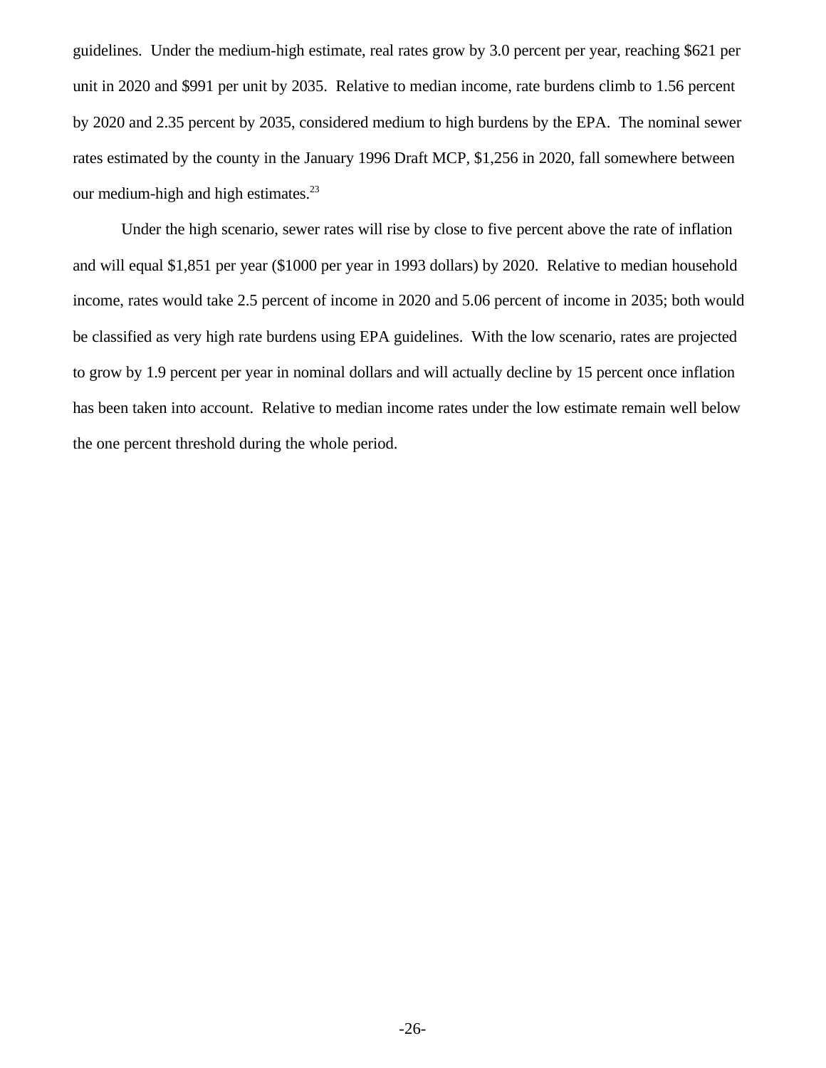guidelines. Under the medium-high estimate, real rates grow by 3.0 percent per year, reaching $621 per unit in 2020 and $991 per unit by 2035. Relative to median income, rate burdens climb to 1.56 percent by 2020 and 2.35 percent by 2035, considered medium to high burdens by the EPA. The nominal sewer rates estimated by the county in the January 1996 Draft MCP, $1,256 in 2020, fall somewhere between our medium-high and high estimates.[23]

Under the high scenario, sewer rates will rise by close to five percent above the rate of inflation and will equal $1,851 per year ($1000 per year in 1993 dollars) by 2020. Relative to median household income, rates would take 2.5 percent of income in 2020 and 5.06 percent of income in 2035; both would be classified as very high rate burdens using EPA guidelines. With the low scenario, rates are projected to grow by 1.9 percent per year in nominal dollars and will actually decline by 15 percent once inflation has been taken into account. Relative to median income rates under the low estimate remain well below the one percent threshold during the whole period.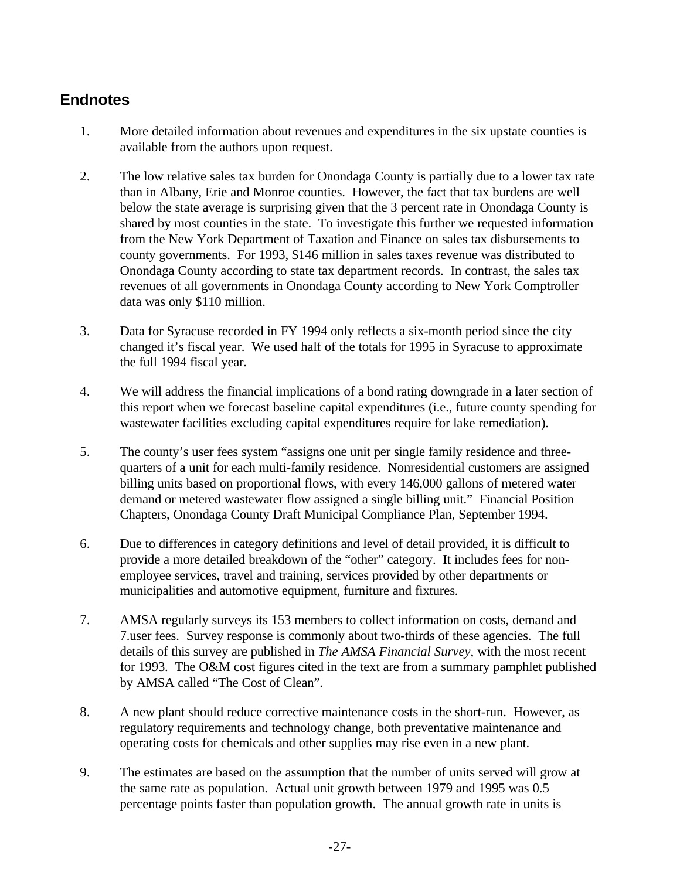## Endnotes

1. More detailed information about revenues and expenditures in the six upstate counties is available from the authors upon request.

2. The low relative sales tax burden for Onondaga County is partially due to a lower tax rate than in Albany, Erie and Monroe counties. However, the fact that tax burdens are well below the state average is surprising given that the 3 percent rate in Onondaga County is shared by most counties in the state. To investigate this further we requested information from the New York Department of Taxation and Finance on sales tax disbursements to county governments. For 1993, $146 million in sales taxes revenue was distributed to Onondaga County according to state tax department records. In contrast, the sales tax revenues of all governments in Onondaga County according to New York Comptroller data was only $110 million.

3. Data for Syracuse recorded in FY 1994 only reflects a six-month period since the city changed it's fiscal year. We used half of the totals for 1995 in Syracuse to approximate the full 1994 fiscal year.

4. We will address the financial implications of a bond rating downgrade in a later section of this report when we forecast baseline capital expenditures (i.e., future county spending for wastewater facilities excluding capital expenditures require for lake remediation).

5. The county's user fees system "assigns one unit per single family residence and three-quarters of a unit for each multi-family residence. Nonresidential customers are assigned billing units based on proportional flows, with every 146,000 gallons of metered water demand or metered wastewater flow assigned a single billing unit." Financial Position Chapters, Onondaga County Draft Municipal Compliance Plan, September 1994.

6. Due to differences in category definitions and level of detail provided, it is difficult to provide a more detailed breakdown of the "other" category. It includes fees for non-employee services, travel and training, services provided by other departments or municipalities and automotive equipment, furniture and fixtures.

7. AMSA regularly surveys its 153 members to collect information on costs, demand and 7.user fees. Survey response is commonly about two-thirds of these agencies. The full details of this survey are published in *The AMSA Financial Survey*, with the most recent for 1993. The O&M cost figures cited in the text are from a summary pamphlet published by AMSA called "The Cost of Clean".

8. A new plant should reduce corrective maintenance costs in the short-run. However, as regulatory requirements and technology change, both preventative maintenance and operating costs for chemicals and other supplies may rise even in a new plant.

9. The estimates are based on the assumption that the number of units served will grow at the same rate as population. Actual unit growth between 1979 and 1995 was 0.5 percentage points faster than population growth. The annual growth rate in units is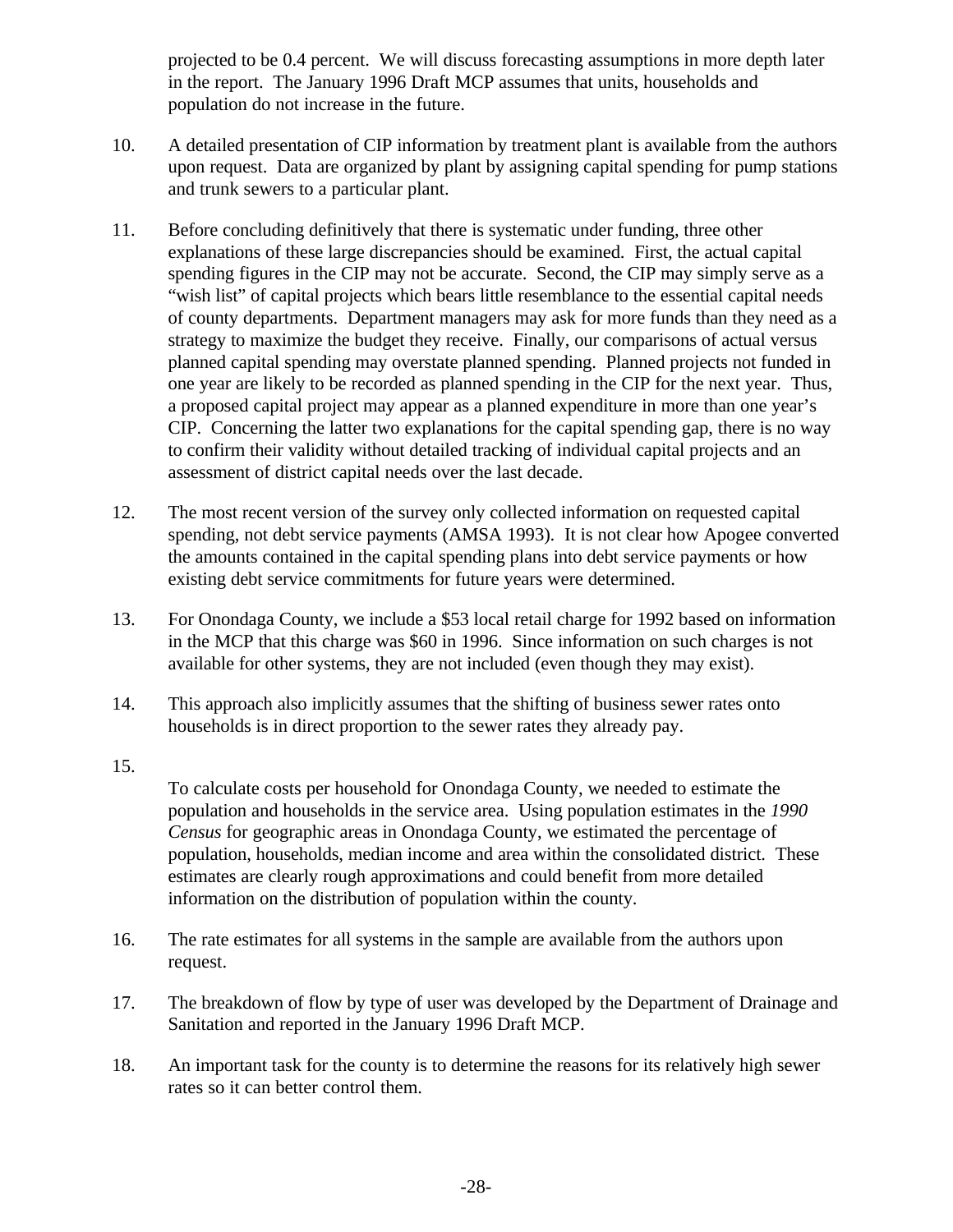projected to be 0.4 percent. We will discuss forecasting assumptions in more depth later in the report. The January 1996 Draft MCP assumes that units, households and population do not increase in the future.

10. A detailed presentation of CIP information by treatment plant is available from the authors upon request. Data are organized by plant by assigning capital spending for pump stations and trunk sewers to a particular plant.

11. Before concluding definitively that there is systematic under funding, three other explanations of these large discrepancies should be examined. First, the actual capital spending figures in the CIP may not be accurate. Second, the CIP may simply serve as a "wish list" of capital projects which bears little resemblance to the essential capital needs of county departments. Department managers may ask for more funds than they need as a strategy to maximize the budget they receive. Finally, our comparisons of actual versus planned capital spending may overstate planned spending. Planned projects not funded in one year are likely to be recorded as planned spending in the CIP for the next year. Thus, a proposed capital project may appear as a planned expenditure in more than one year's CIP. Concerning the latter two explanations for the capital spending gap, there is no way to confirm their validity without detailed tracking of individual capital projects and an assessment of district capital needs over the last decade.

12. The most recent version of the survey only collected information on requested capital spending, not debt service payments (AMSA 1993). It is not clear how Apogee converted the amounts contained in the capital spending plans into debt service payments or how existing debt service commitments for future years were determined.

13. For Onondaga County, we include a $53 local retail charge for 1992 based on information in the MCP that this charge was $60 in 1996. Since information on such charges is not available for other systems, they are not included (even though they may exist).

14. This approach also implicitly assumes that the shifting of business sewer rates onto households is in direct proportion to the sewer rates they already pay.

15. To calculate costs per household for Onondaga County, we needed to estimate the population and households in the service area. Using population estimates in the *1990 Census* for geographic areas in Onondaga County, we estimated the percentage of population, households, median income and area within the consolidated district. These estimates are clearly rough approximations and could benefit from more detailed information on the distribution of population within the county.

16. The rate estimates for all systems in the sample are available from the authors upon request.

17. The breakdown of flow by type of user was developed by the Department of Drainage and Sanitation and reported in the January 1996 Draft MCP.

18. An important task for the county is to determine the reasons for its relatively high sewer rates so it can better control them.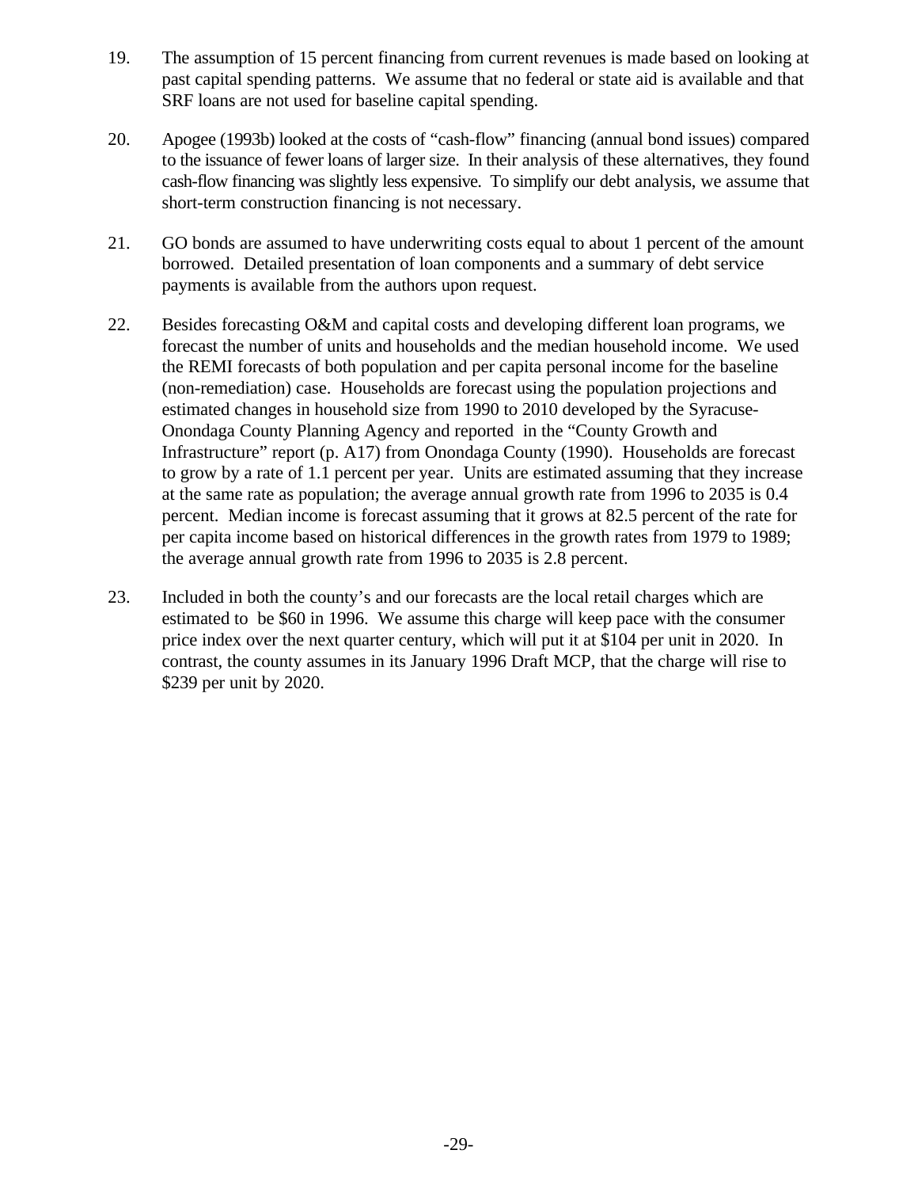19. The assumption of 15 percent financing from current revenues is made based on looking at past capital spending patterns. We assume that no federal or state aid is available and that SRF loans are not used for baseline capital spending.

20. Apogee (1993b) looked at the costs of "cash-flow" financing (annual bond issues) compared to the issuance of fewer loans of larger size. In their analysis of these alternatives, they found cash-flow financing was slightly less expensive. To simplify our debt analysis, we assume that short-term construction financing is not necessary.

21. GO bonds are assumed to have underwriting costs equal to about 1 percent of the amount borrowed. Detailed presentation of loan components and a summary of debt service payments is available from the authors upon request.

22. Besides forecasting O&M and capital costs and developing different loan programs, we forecast the number of units and households and the median household income. We used the REMI forecasts of both population and per capita personal income for the baseline (non-remediation) case. Households are forecast using the population projections and estimated changes in household size from 1990 to 2010 developed by the Syracuse-Onondaga County Planning Agency and reported in the "County Growth and Infrastructure" report (p. A17) from Onondaga County (1990). Households are forecast to grow by a rate of 1.1 percent per year. Units are estimated assuming that they increase at the same rate as population; the average annual growth rate from 1996 to 2035 is 0.4 percent. Median income is forecast assuming that it grows at 82.5 percent of the rate for per capita income based on historical differences in the growth rates from 1979 to 1989; the average annual growth rate from 1996 to 2035 is 2.8 percent.

23. Included in both the county's and our forecasts are the local retail charges which are estimated to be $60 in 1996. We assume this charge will keep pace with the consumer price index over the next quarter century, which will put it at $104 per unit in 2020. In contrast, the county assumes in its January 1996 Draft MCP, that the charge will rise to $239 per unit by 2020.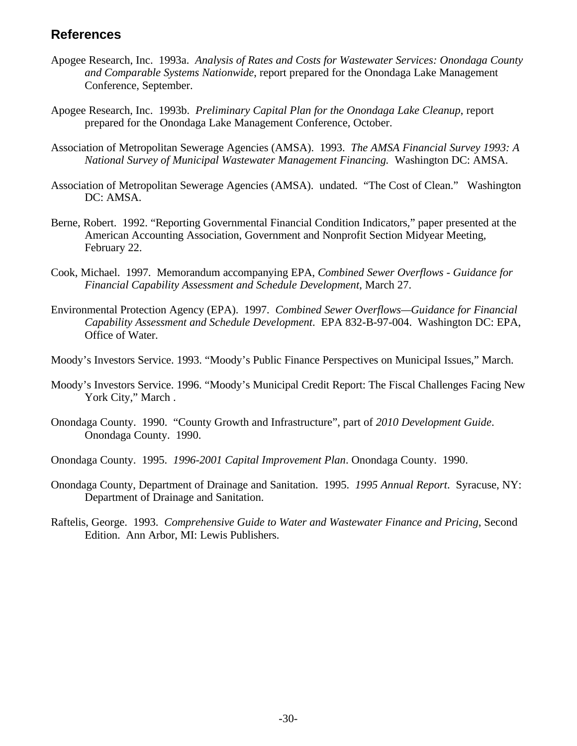## References

Apogee Research, Inc. 1993a. *Analysis of Rates and Costs for Wastewater Services: Onondaga County and Comparable Systems Nationwide*, report prepared for the Onondaga Lake Management Conference, September.

Apogee Research, Inc. 1993b. *Preliminary Capital Plan for the Onondaga Lake Cleanup*, report prepared for the Onondaga Lake Management Conference, October.

Association of Metropolitan Sewerage Agencies (AMSA). 1993. *The AMSA Financial Survey 1993: A National Survey of Municipal Wastewater Management Financing.* Washington DC: AMSA.

Association of Metropolitan Sewerage Agencies (AMSA). undated. "The Cost of Clean." Washington DC: AMSA.

Berne, Robert. 1992. "Reporting Governmental Financial Condition Indicators," paper presented at the American Accounting Association, Government and Nonprofit Section Midyear Meeting, February 22.

Cook, Michael. 1997. Memorandum accompanying EPA, *Combined Sewer Overflows - Guidance for Financial Capability Assessment and Schedule Development*, March 27.

Environmental Protection Agency (EPA). 1997. *Combined Sewer Overflows—Guidance for Financial Capability Assessment and Schedule Development*. EPA 832-B-97-004. Washington DC: EPA, Office of Water.

Moody's Investors Service. 1993. "Moody's Public Finance Perspectives on Municipal Issues," March.

Moody's Investors Service. 1996. "Moody's Municipal Credit Report: The Fiscal Challenges Facing New York City," March .

Onondaga County. 1990. "County Growth and Infrastructure", part of *2010 Development Guide*. Onondaga County. 1990.

Onondaga County. 1995. *1996-2001 Capital Improvement Plan*. Onondaga County. 1990.

Onondaga County, Department of Drainage and Sanitation. 1995. *1995 Annual Report*. Syracuse, NY: Department of Drainage and Sanitation.

Raftelis, George. 1993. *Comprehensive Guide to Water and Wastewater Finance and Pricing*, Second Edition. Ann Arbor, MI: Lewis Publishers.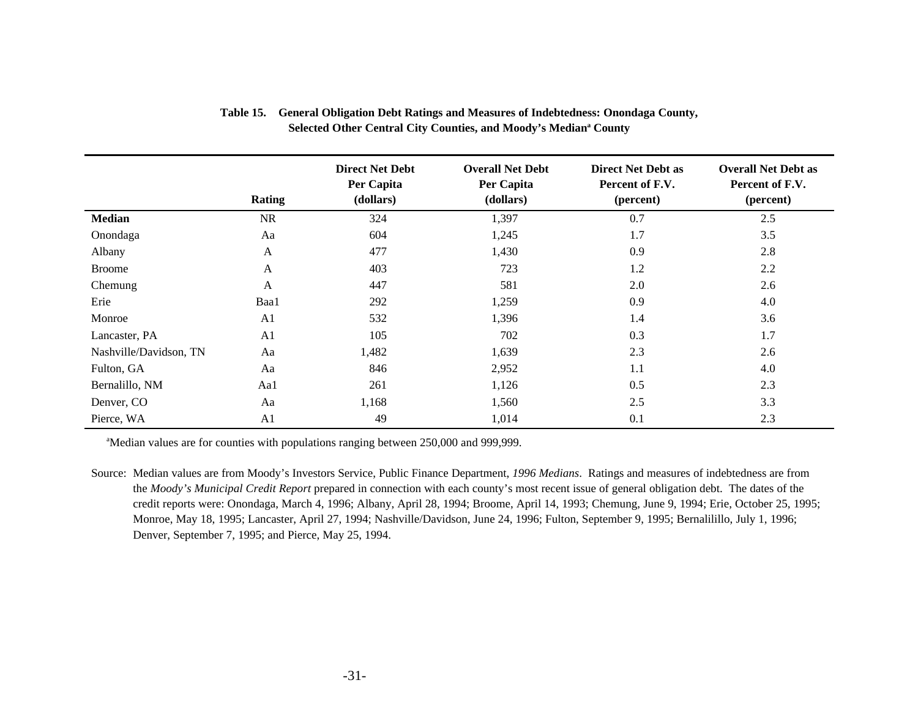**Table 15. General Obligation Debt Ratings and Measures of Indebtedness: Onondaga County, Selected Other Central City Counties, and Moody's Median[a] County**

| | Rating | Direct Net Debt Per Capita (dollars) | Overall Net Debt Per Capita (dollars) | Direct Net Debt as Percent of F.V. (percent) | Overall Net Debt as Percent of F.V. (percent) |
|---|---|---|---|---|---|
| **Median** | NR | 324 | 1,397 | 0.7 | 2.5 |
| Onondaga | Aa | 604 | 1,245 | 1.7 | 3.5 |
| Albany | A | 477 | 1,430 | 0.9 | 2.8 |
| Broome | A | 403 | 723 | 1.2 | 2.2 |
| Chemung | A | 447 | 581 | 2.0 | 2.6 |
| Erie | Baa1 | 292 | 1,259 | 0.9 | 4.0 |
| Monroe | A1 | 532 | 1,396 | 1.4 | 3.6 |
| Lancaster, PA | A1 | 105 | 702 | 0.3 | 1.7 |
| Nashville/Davidson, TN | Aa | 1,482 | 1,639 | 2.3 | 2.6 |
| Fulton, GA | Aa | 846 | 2,952 | 1.1 | 4.0 |
| Bernalillo, NM | Aa1 | 261 | 1,126 | 0.5 | 2.3 |
| Denver, CO | Aa | 1,168 | 1,560 | 2.5 | 3.3 |
| Pierce, WA | A1 | 49 | 1,014 | 0.1 | 2.3 |

[a]Median values are for counties with populations ranging between 250,000 and 999,999.

Source: Median values are from Moody's Investors Service, Public Finance Department, *1996 Medians*. Ratings and measures of indebtedness are from the *Moody's Municipal Credit Report* prepared in connection with each county's most recent issue of general obligation debt. The dates of the credit reports were: Onondaga, March 4, 1996; Albany, April 28, 1994; Broome, April 14, 1993; Chemung, June 9, 1994; Erie, October 25, 1995; Monroe, May 18, 1995; Lancaster, April 27, 1994; Nashville/Davidson, June 24, 1996; Fulton, September 9, 1995; Bernalillo, July 1, 1996; Denver, September 7, 1995; and Pierce, May 25, 1994.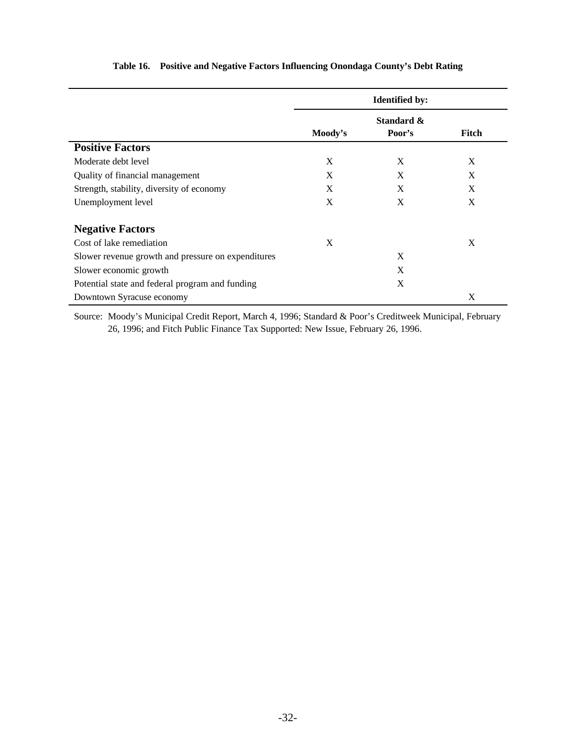**Table 16. Positive and Negative Factors Influencing Onondaga County's Debt Rating**

| | Identified by: | | |
|---|---|---|---|
| | Moody's | Standard & Poor's | Fitch |
| **Positive Factors** | | | |
| Moderate debt level | X | X | X |
| Quality of financial management | X | X | X |
| Strength, stability, diversity of economy | X | X | X |
| Unemployment level | X | X | X |
| **Negative Factors** | | | |
| Cost of lake remediation | X | | X |
| Slower revenue growth and pressure on expenditures | | X | |
| Slower economic growth | | X | |
| Potential state and federal program and funding | | X | |
| Downtown Syracuse economy | | | X |

Source: Moody's Municipal Credit Report, March 4, 1996; Standard & Poor's Creditweek Municipal, February 26, 1996; and Fitch Public Finance Tax Supported: New Issue, February 26, 1996.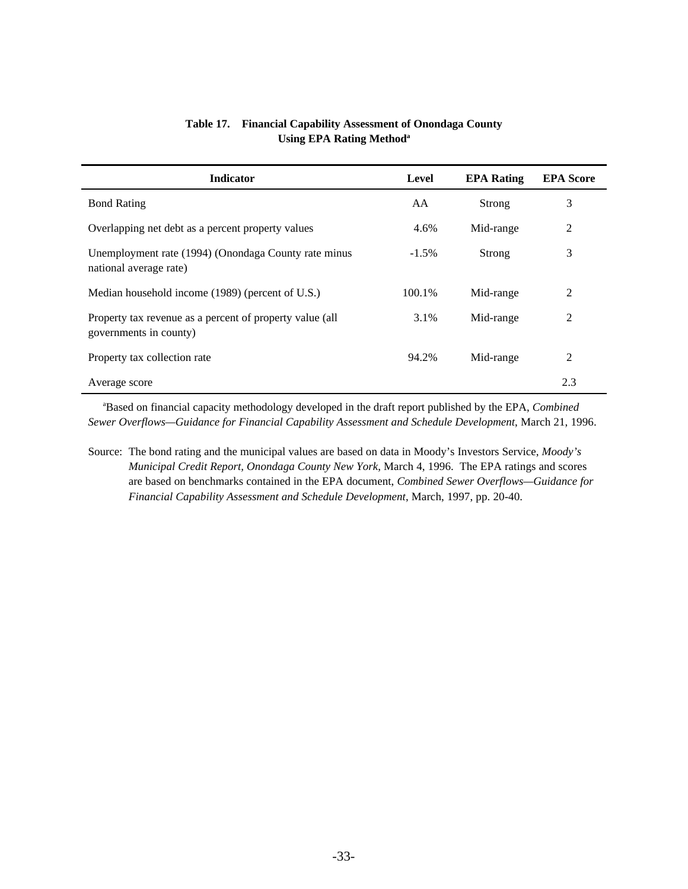**Table 17. Financial Capability Assessment of Onondaga County Using EPA Rating Method[a]**

| Indicator | Level | EPA Rating | EPA Score |
|---|---|---|---|
| Bond Rating | AA | Strong | 3 |
| Overlapping net debt as a percent property values | 4.6% | Mid-range | 2 |
| Unemployment rate (1994) (Onondaga County rate minus national average rate) | -1.5% | Strong | 3 |
| Median household income (1989) (percent of U.S.) | 100.1% | Mid-range | 2 |
| Property tax revenue as a percent of property value (all governments in county) | 3.1% | Mid-range | 2 |
| Property tax collection rate | 94.2% | Mid-range | 2 |
| Average score | | | 2.3 |

[a]Based on financial capacity methodology developed in the draft report published by the EPA, *Combined Sewer Overflows—Guidance for Financial Capability Assessment and Schedule Development*, March 21, 1996.

Source: The bond rating and the municipal values are based on data in Moody's Investors Service, *Moody's Municipal Credit Report, Onondaga County New York*, March 4, 1996. The EPA ratings and scores are based on benchmarks contained in the EPA document, *Combined Sewer Overflows—Guidance for Financial Capability Assessment and Schedule Development*, March, 1997, pp. 20-40.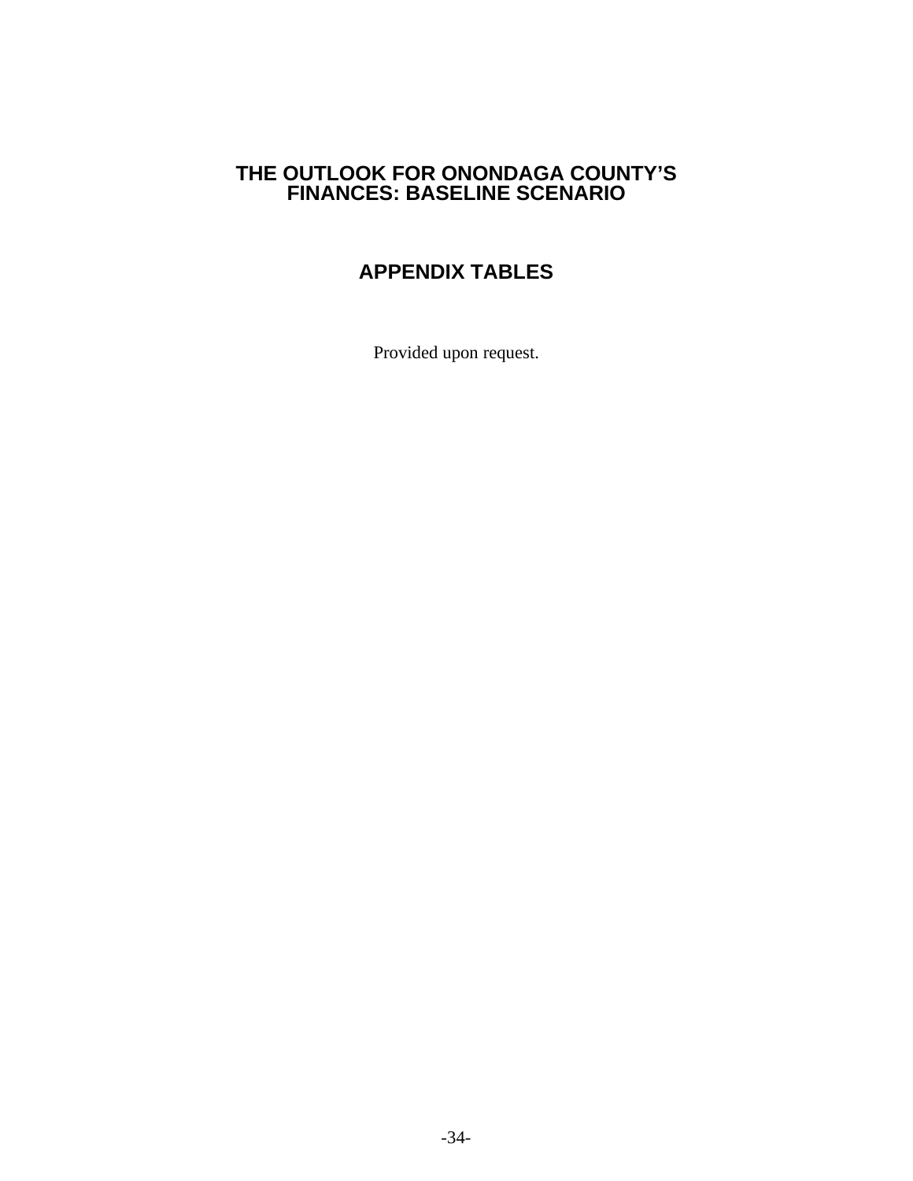# THE OUTLOOK FOR ONONDAGA COUNTY'S FINANCES: BASELINE SCENARIO

## APPENDIX TABLES

Provided upon request.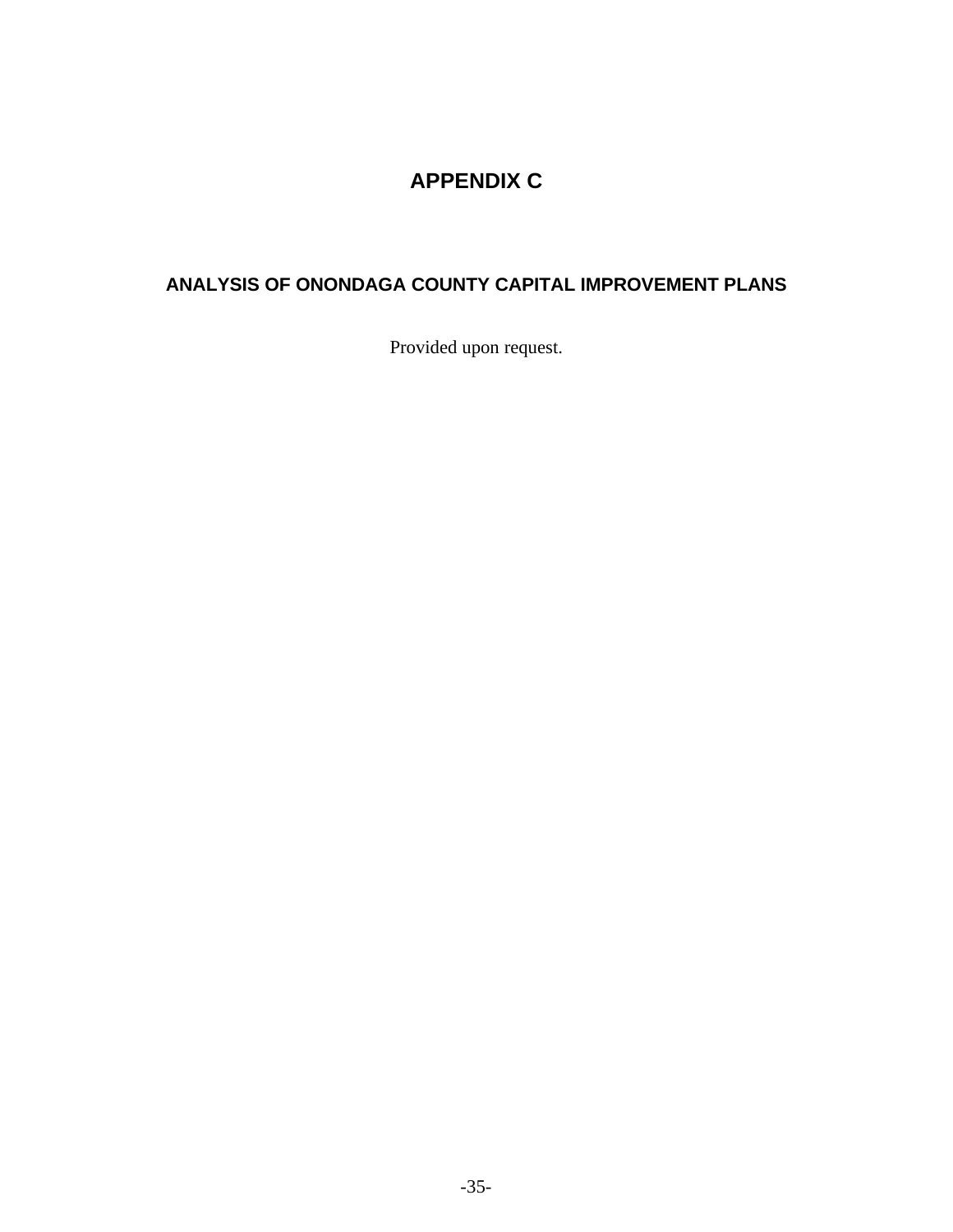# APPENDIX C

## ANALYSIS OF ONONDAGA COUNTY CAPITAL IMPROVEMENT PLANS

Provided upon request.